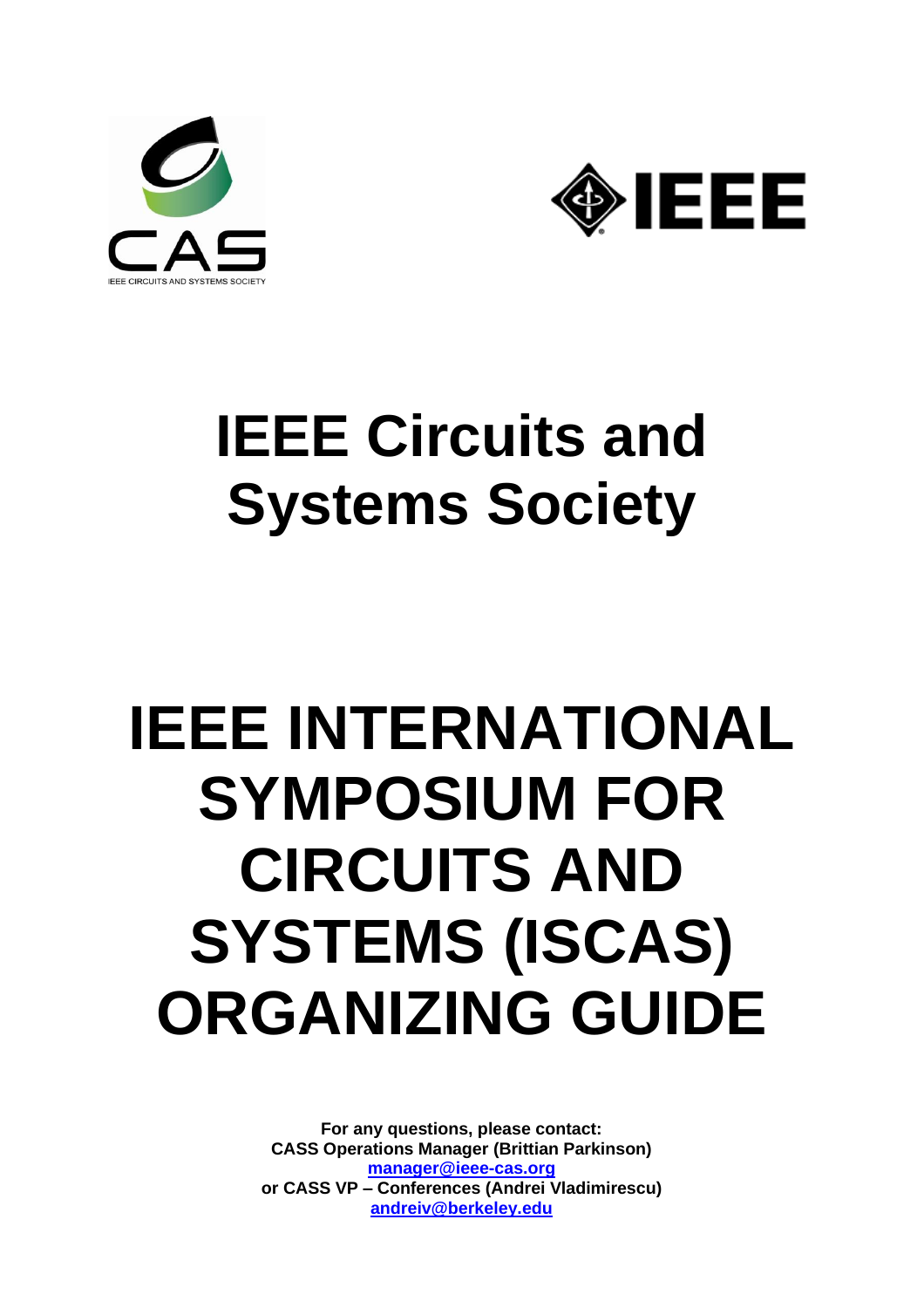# IEEE Circuits and Systems Society

# IEEE INTERNATIONAL SYMPOSIUM FOR CIRCUITS AND SYSTEMS (ISCAS) ORGANIZING GUIDE

**For any questions, please contact:**
**CASS Operations Manager (Brittian Parkinson)**
**manager@ieee-cas.org**
**or CASS VP – Conferences (Andrei Vladimirescu)**
**andreiv@berkeley.edu**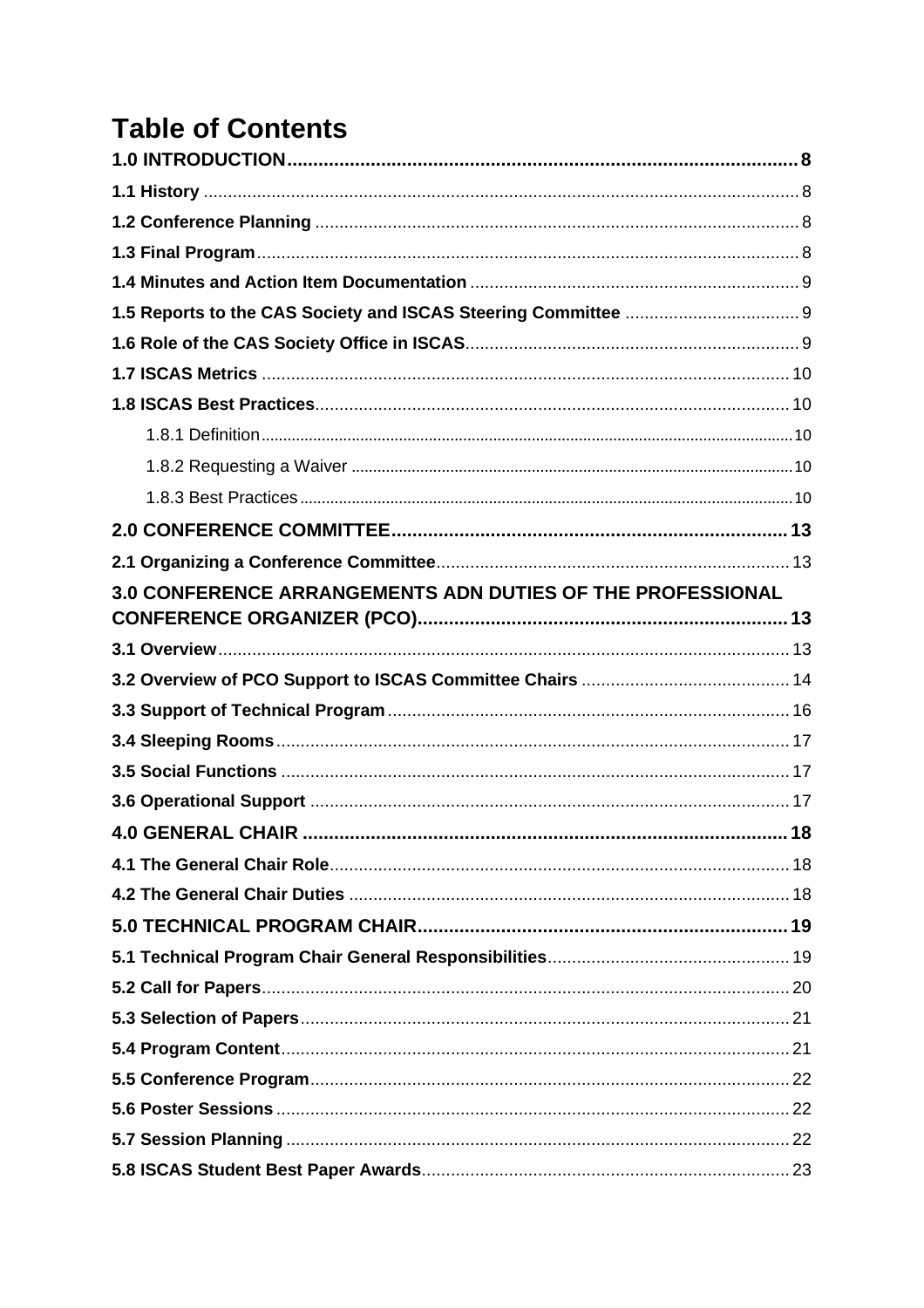# Table of Contents

**1.0 INTRODUCTION** ........ 8

**1.1 History** ........ 8

**1.2 Conference Planning** ........ 8

**1.3 Final Program** ........ 8

**1.4 Minutes and Action Item Documentation** ........ 9

**1.5 Reports to the CAS Society and ISCAS Steering Committee** ........ 9

**1.6 Role of the CAS Society Office in ISCAS** ........ 9

**1.7 ISCAS Metrics** ........ 10

**1.8 ISCAS Best Practices** ........ 10

- 1.8.1 Definition ........ 10
- 1.8.2 Requesting a Waiver ........ 10
- 1.8.3 Best Practices ........ 10

**2.0 CONFERENCE COMMITTEE** ........ 13

**2.1 Organizing a Conference Committee** ........ 13

**3.0 CONFERENCE ARRANGEMENTS ADN DUTIES OF THE PROFESSIONAL CONFERENCE ORGANIZER (PCO)** ........ 13

**3.1 Overview** ........ 13

**3.2 Overview of PCO Support to ISCAS Committee Chairs** ........ 14

**3.3 Support of Technical Program** ........ 16

**3.4 Sleeping Rooms** ........ 17

**3.5 Social Functions** ........ 17

**3.6 Operational Support** ........ 17

**4.0 GENERAL CHAIR** ........ 18

**4.1 The General Chair Role** ........ 18

**4.2 The General Chair Duties** ........ 18

**5.0 TECHNICAL PROGRAM CHAIR** ........ 19

**5.1 Technical Program Chair General Responsibilities** ........ 19

**5.2 Call for Papers** ........ 20

**5.3 Selection of Papers** ........ 21

**5.4 Program Content** ........ 21

**5.5 Conference Program** ........ 22

**5.6 Poster Sessions** ........ 22

**5.7 Session Planning** ........ 22

**5.8 ISCAS Student Best Paper Awards** ........ 23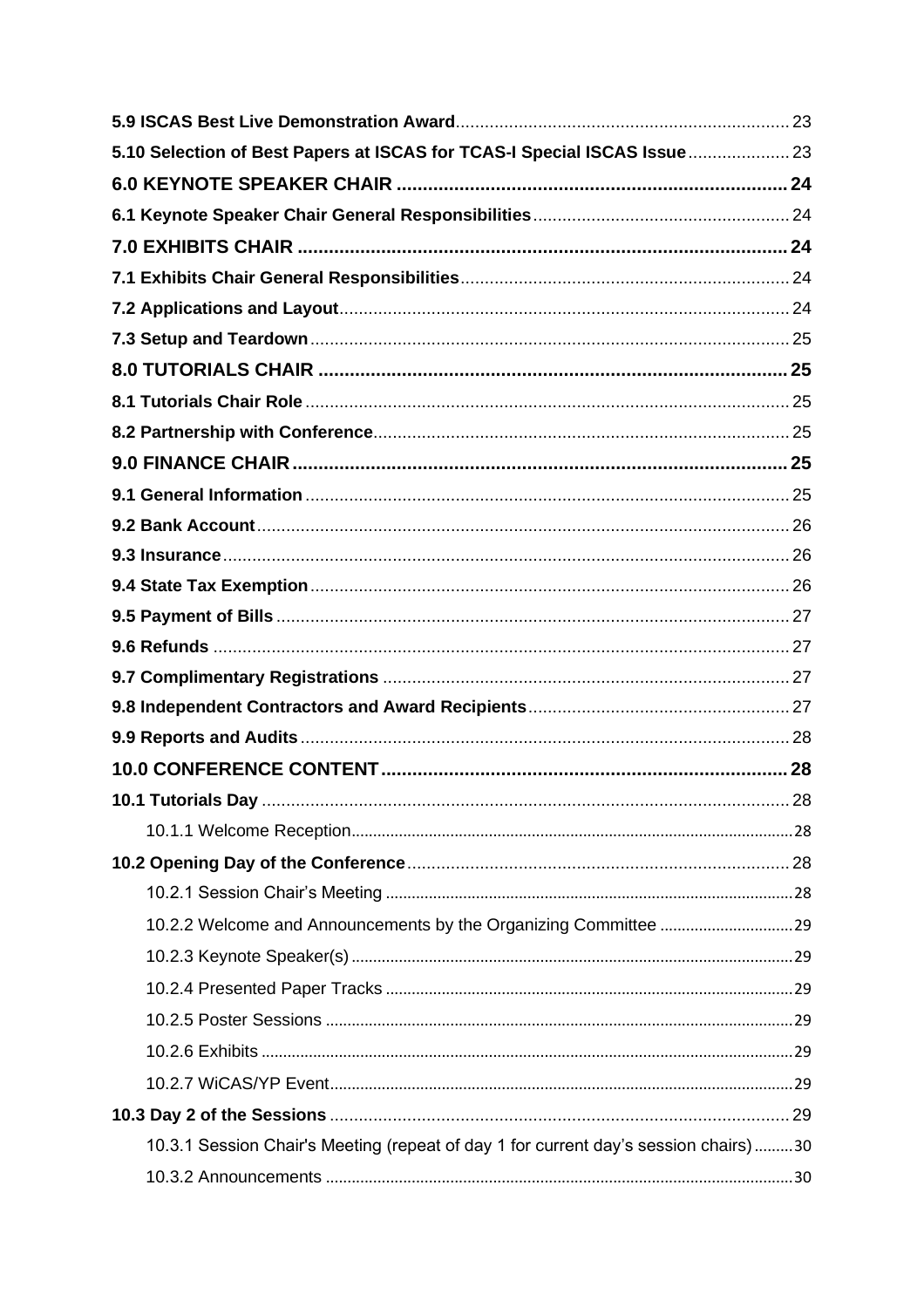**5.9 ISCAS Best Live Demonstration Award** .......... 23

**5.10 Selection of Best Papers at ISCAS for TCAS-I Special ISCAS Issue** .......... 23

**6.0 KEYNOTE SPEAKER CHAIR** .......... 24

**6.1 Keynote Speaker Chair General Responsibilities** .......... 24

**7.0 EXHIBITS CHAIR** .......... 24

**7.1 Exhibits Chair General Responsibilities** .......... 24

**7.2 Applications and Layout** .......... 24

**7.3 Setup and Teardown** .......... 25

**8.0 TUTORIALS CHAIR** .......... 25

**8.1 Tutorials Chair Role** .......... 25

**8.2 Partnership with Conference** .......... 25

**9.0 FINANCE CHAIR** .......... 25

**9.1 General Information** .......... 25

**9.2 Bank Account** .......... 26

**9.3 Insurance** .......... 26

**9.4 State Tax Exemption** .......... 26

**9.5 Payment of Bills** .......... 27

**9.6 Refunds** .......... 27

**9.7 Complimentary Registrations** .......... 27

**9.8 Independent Contractors and Award Recipients** .......... 27

**9.9 Reports and Audits** .......... 28

**10.0 CONFERENCE CONTENT** .......... 28

**10.1 Tutorials Day** .......... 28

- 10.1.1 Welcome Reception .......... 28

**10.2 Opening Day of the Conference** .......... 28

- 10.2.1 Session Chair's Meeting .......... 28
- 10.2.2 Welcome and Announcements by the Organizing Committee .......... 29
- 10.2.3 Keynote Speaker(s) .......... 29
- 10.2.4 Presented Paper Tracks .......... 29
- 10.2.5 Poster Sessions .......... 29
- 10.2.6 Exhibits .......... 29
- 10.2.7 WiCAS/YP Event .......... 29

**10.3 Day 2 of the Sessions** .......... 29

- 10.3.1 Session Chair's Meeting (repeat of day 1 for current day's session chairs) .......... 30
- 10.3.2 Announcements .......... 30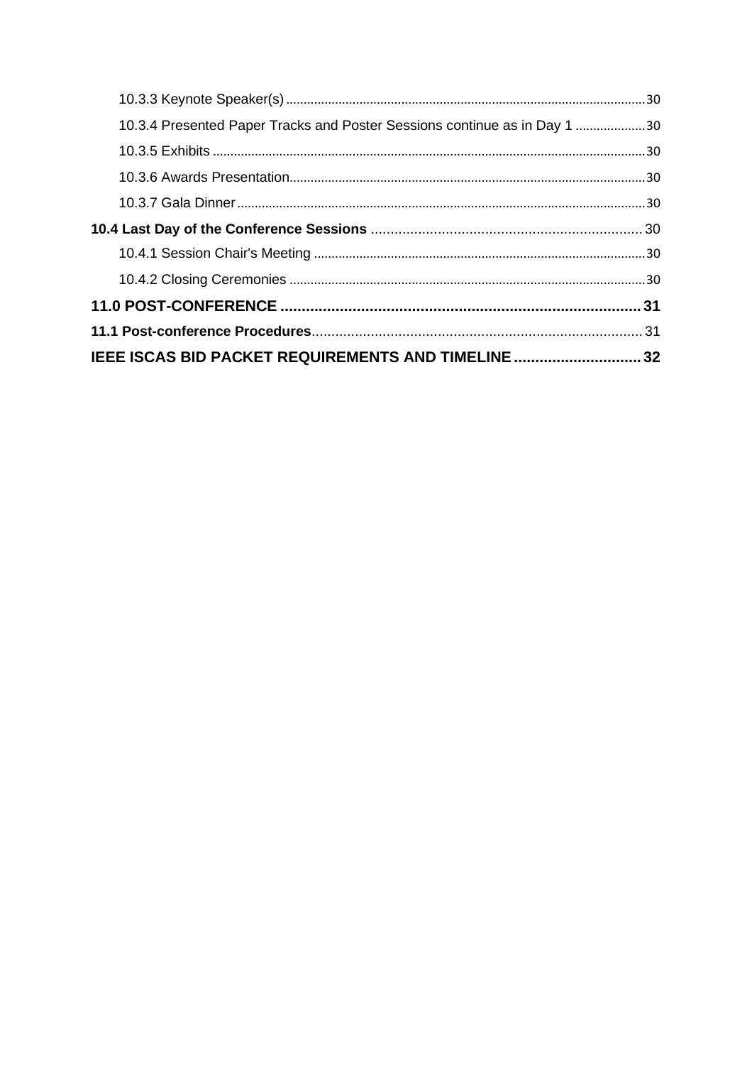10.3.3 Keynote Speaker(s) ........................................................................................................ 30

10.3.4 Presented Paper Tracks and Poster Sessions continue as in Day 1 .................... 30

10.3.5 Exhibits ........................................................................................................................ 30

10.3.6 Awards Presentation.................................................................................................. 30

10.3.7 Gala Dinner .................................................................................................................. 30

**10.4 Last Day of the Conference Sessions** .................................................................. 30

10.4.1 Session Chair's Meeting ............................................................................................ 30

10.4.2 Closing Ceremonies .................................................................................................. 30

**11.0 POST-CONFERENCE** .................................................................................... **31**

**11.1 Post-conference Procedures**.................................................................................. 31

**IEEE ISCAS BID PACKET REQUIREMENTS AND TIMELINE** ............................ **32**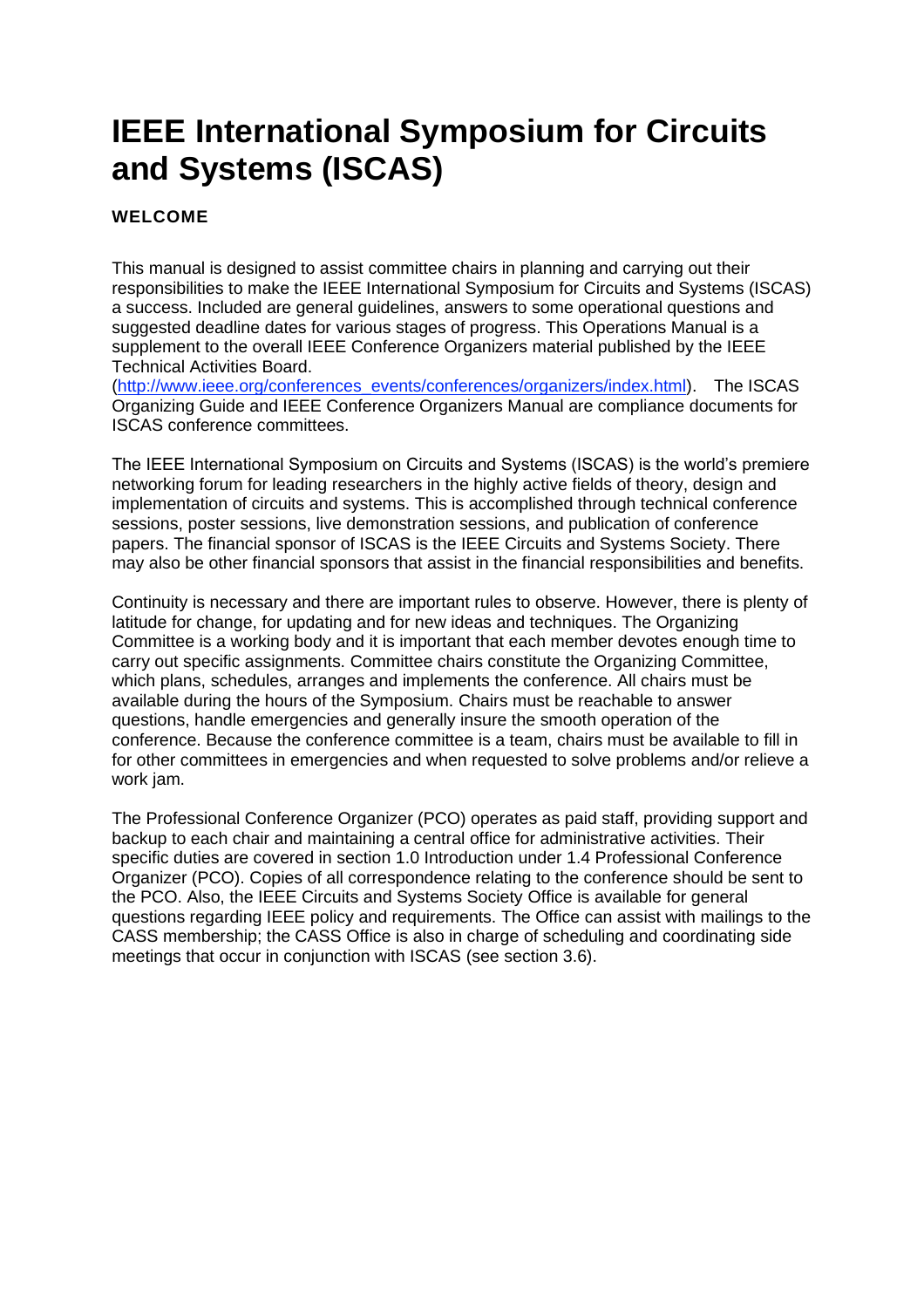# IEEE International Symposium for Circuits and Systems (ISCAS)

**WELCOME**

This manual is designed to assist committee chairs in planning and carrying out their responsibilities to make the IEEE International Symposium for Circuits and Systems (ISCAS) a success. Included are general guidelines, answers to some operational questions and suggested deadline dates for various stages of progress. This Operations Manual is a supplement to the overall IEEE Conference Organizers material published by the IEEE Technical Activities Board.
(http://www.ieee.org/conferences_events/conferences/organizers/index.html). The ISCAS Organizing Guide and IEEE Conference Organizers Manual are compliance documents for ISCAS conference committees.

The IEEE International Symposium on Circuits and Systems (ISCAS) is the world's premiere networking forum for leading researchers in the highly active fields of theory, design and implementation of circuits and systems. This is accomplished through technical conference sessions, poster sessions, live demonstration sessions, and publication of conference papers. The financial sponsor of ISCAS is the IEEE Circuits and Systems Society. There may also be other financial sponsors that assist in the financial responsibilities and benefits.

Continuity is necessary and there are important rules to observe. However, there is plenty of latitude for change, for updating and for new ideas and techniques. The Organizing Committee is a working body and it is important that each member devotes enough time to carry out specific assignments. Committee chairs constitute the Organizing Committee, which plans, schedules, arranges and implements the conference. All chairs must be available during the hours of the Symposium. Chairs must be reachable to answer questions, handle emergencies and generally insure the smooth operation of the conference. Because the conference committee is a team, chairs must be available to fill in for other committees in emergencies and when requested to solve problems and/or relieve a work jam.

The Professional Conference Organizer (PCO) operates as paid staff, providing support and backup to each chair and maintaining a central office for administrative activities. Their specific duties are covered in section 1.0 Introduction under 1.4 Professional Conference Organizer (PCO). Copies of all correspondence relating to the conference should be sent to the PCO. Also, the IEEE Circuits and Systems Society Office is available for general questions regarding IEEE policy and requirements. The Office can assist with mailings to the CASS membership; the CASS Office is also in charge of scheduling and coordinating side meetings that occur in conjunction with ISCAS (see section 3.6).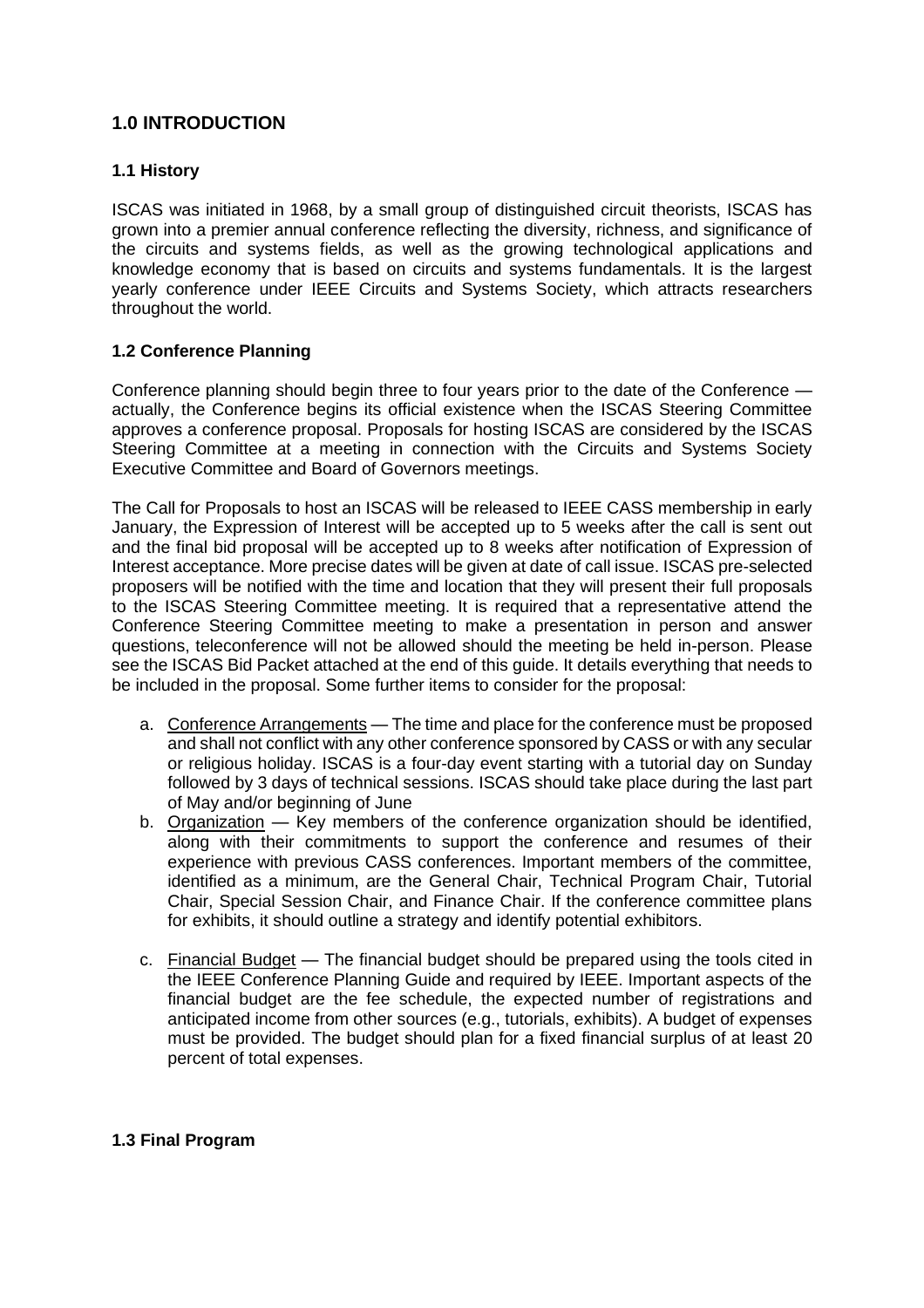## 1.0 INTRODUCTION

### 1.1 History

ISCAS was initiated in 1968, by a small group of distinguished circuit theorists, ISCAS has grown into a premier annual conference reflecting the diversity, richness, and significance of the circuits and systems fields, as well as the growing technological applications and knowledge economy that is based on circuits and systems fundamentals. It is the largest yearly conference under IEEE Circuits and Systems Society, which attracts researchers throughout the world.

### 1.2 Conference Planning

Conference planning should begin three to four years prior to the date of the Conference — actually, the Conference begins its official existence when the ISCAS Steering Committee approves a conference proposal. Proposals for hosting ISCAS are considered by the ISCAS Steering Committee at a meeting in connection with the Circuits and Systems Society Executive Committee and Board of Governors meetings.

The Call for Proposals to host an ISCAS will be released to IEEE CASS membership in early January, the Expression of Interest will be accepted up to 5 weeks after the call is sent out and the final bid proposal will be accepted up to 8 weeks after notification of Expression of Interest acceptance. More precise dates will be given at date of call issue. ISCAS pre-selected proposers will be notified with the time and location that they will present their full proposals to the ISCAS Steering Committee meeting. It is required that a representative attend the Conference Steering Committee meeting to make a presentation in person and answer questions, teleconference will not be allowed should the meeting be held in-person. Please see the ISCAS Bid Packet attached at the end of this guide. It details everything that needs to be included in the proposal. Some further items to consider for the proposal:

a. Conference Arrangements — The time and place for the conference must be proposed and shall not conflict with any other conference sponsored by CASS or with any secular or religious holiday. ISCAS is a four-day event starting with a tutorial day on Sunday followed by 3 days of technical sessions. ISCAS should take place during the last part of May and/or beginning of June

b. Organization — Key members of the conference organization should be identified, along with their commitments to support the conference and resumes of their experience with previous CASS conferences. Important members of the committee, identified as a minimum, are the General Chair, Technical Program Chair, Tutorial Chair, Special Session Chair, and Finance Chair. If the conference committee plans for exhibits, it should outline a strategy and identify potential exhibitors.

c. Financial Budget — The financial budget should be prepared using the tools cited in the IEEE Conference Planning Guide and required by IEEE. Important aspects of the financial budget are the fee schedule, the expected number of registrations and anticipated income from other sources (e.g., tutorials, exhibits). A budget of expenses must be provided. The budget should plan for a fixed financial surplus of at least 20 percent of total expenses.

### 1.3 Final Program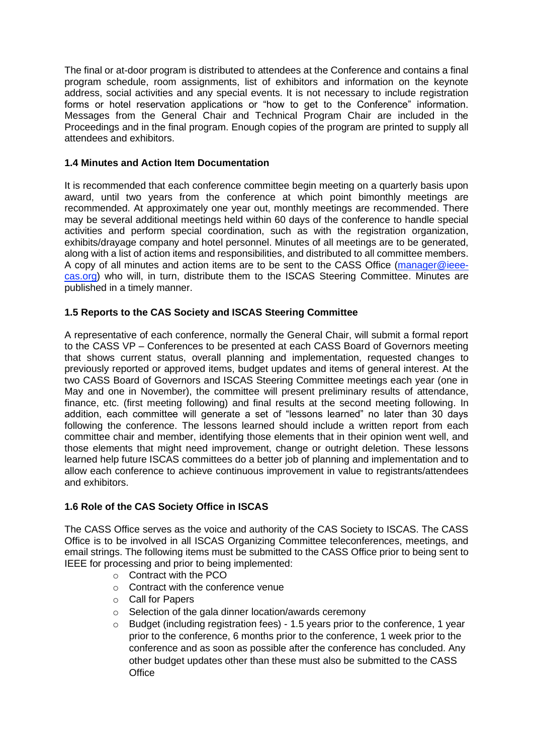The final or at-door program is distributed to attendees at the Conference and contains a final program schedule, room assignments, list of exhibitors and information on the keynote address, social activities and any special events. It is not necessary to include registration forms or hotel reservation applications or "how to get to the Conference" information. Messages from the General Chair and Technical Program Chair are included in the Proceedings and in the final program. Enough copies of the program are printed to supply all attendees and exhibitors.

### 1.4 Minutes and Action Item Documentation

It is recommended that each conference committee begin meeting on a quarterly basis upon award, until two years from the conference at which point bimonthly meetings are recommended. At approximately one year out, monthly meetings are recommended. There may be several additional meetings held within 60 days of the conference to handle special activities and perform special coordination, such as with the registration organization, exhibits/drayage company and hotel personnel. Minutes of all meetings are to be generated, along with a list of action items and responsibilities, and distributed to all committee members. A copy of all minutes and action items are to be sent to the CASS Office (manager@ieee-cas.org) who will, in turn, distribute them to the ISCAS Steering Committee. Minutes are published in a timely manner.

### 1.5 Reports to the CAS Society and ISCAS Steering Committee

A representative of each conference, normally the General Chair, will submit a formal report to the CASS VP – Conferences to be presented at each CASS Board of Governors meeting that shows current status, overall planning and implementation, requested changes to previously reported or approved items, budget updates and items of general interest. At the two CASS Board of Governors and ISCAS Steering Committee meetings each year (one in May and one in November), the committee will present preliminary results of attendance, finance, etc. (first meeting following) and final results at the second meeting following. In addition, each committee will generate a set of "lessons learned" no later than 30 days following the conference. The lessons learned should include a written report from each committee chair and member, identifying those elements that in their opinion went well, and those elements that might need improvement, change or outright deletion. These lessons learned help future ISCAS committees do a better job of planning and implementation and to allow each conference to achieve continuous improvement in value to registrants/attendees and exhibitors.

### 1.6 Role of the CAS Society Office in ISCAS

The CASS Office serves as the voice and authority of the CAS Society to ISCAS. The CASS Office is to be involved in all ISCAS Organizing Committee teleconferences, meetings, and email strings. The following items must be submitted to the CASS Office prior to being sent to IEEE for processing and prior to being implemented:

- Contract with the PCO
- Contract with the conference venue
- Call for Papers
- Selection of the gala dinner location/awards ceremony
- Budget (including registration fees) - 1.5 years prior to the conference, 1 year prior to the conference, 6 months prior to the conference, 1 week prior to the conference and as soon as possible after the conference has concluded. Any other budget updates other than these must also be submitted to the CASS Office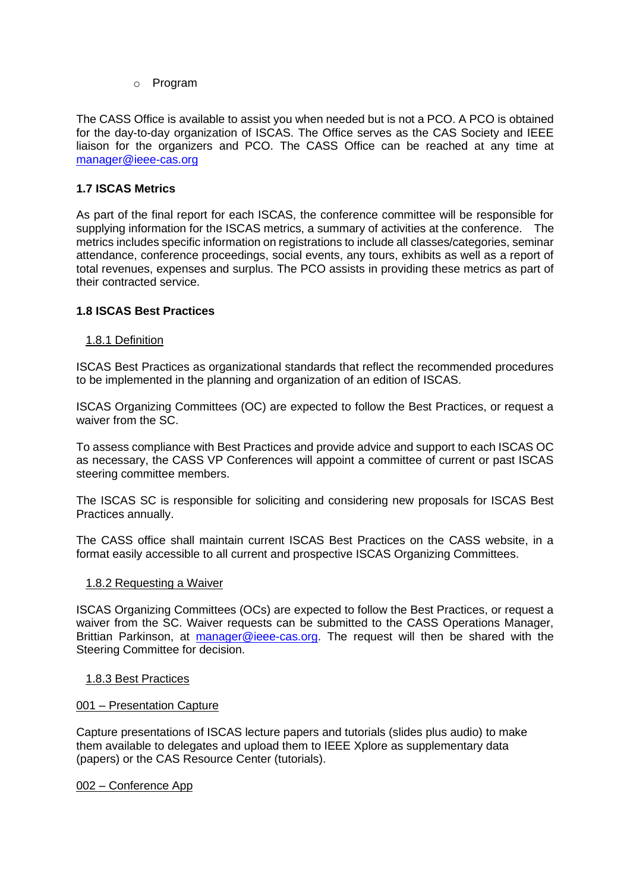- Program

The CASS Office is available to assist you when needed but is not a PCO. A PCO is obtained for the day-to-day organization of ISCAS. The Office serves as the CAS Society and IEEE liaison for the organizers and PCO. The CASS Office can be reached at any time at [manager@ieee-cas.org](mailto:manager@ieee-cas.org)

### 1.7 ISCAS Metrics

As part of the final report for each ISCAS, the conference committee will be responsible for supplying information for the ISCAS metrics, a summary of activities at the conference. The metrics includes specific information on registrations to include all classes/categories, seminar attendance, conference proceedings, social events, any tours, exhibits as well as a report of total revenues, expenses and surplus. The PCO assists in providing these metrics as part of their contracted service.

### 1.8 ISCAS Best Practices

#### 1.8.1 Definition

ISCAS Best Practices as organizational standards that reflect the recommended procedures to be implemented in the planning and organization of an edition of ISCAS.

ISCAS Organizing Committees (OC) are expected to follow the Best Practices, or request a waiver from the SC.

To assess compliance with Best Practices and provide advice and support to each ISCAS OC as necessary, the CASS VP Conferences will appoint a committee of current or past ISCAS steering committee members.

The ISCAS SC is responsible for soliciting and considering new proposals for ISCAS Best Practices annually.

The CASS office shall maintain current ISCAS Best Practices on the CASS website, in a format easily accessible to all current and prospective ISCAS Organizing Committees.

#### 1.8.2 Requesting a Waiver

ISCAS Organizing Committees (OCs) are expected to follow the Best Practices, or request a waiver from the SC. Waiver requests can be submitted to the CASS Operations Manager, Brittian Parkinson, at [manager@ieee-cas.org](mailto:manager@ieee-cas.org). The request will then be shared with the Steering Committee for decision.

#### 1.8.3 Best Practices

001 – Presentation Capture

Capture presentations of ISCAS lecture papers and tutorials (slides plus audio) to make them available to delegates and upload them to IEEE Xplore as supplementary data (papers) or the CAS Resource Center (tutorials).

002 – Conference App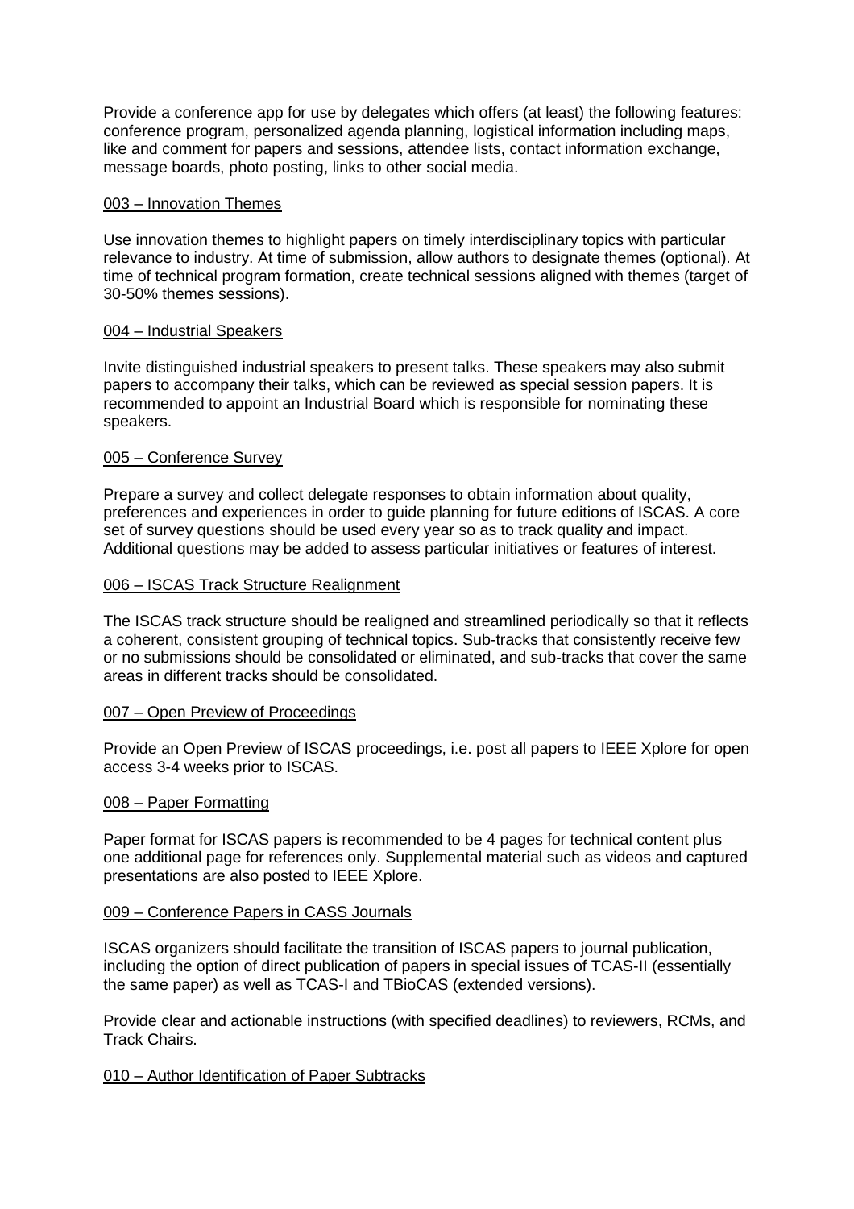Provide a conference app for use by delegates which offers (at least) the following features: conference program, personalized agenda planning, logistical information including maps, like and comment for papers and sessions, attendee lists, contact information exchange, message boards, photo posting, links to other social media.

<u>003 – Innovation Themes</u>

Use innovation themes to highlight papers on timely interdisciplinary topics with particular relevance to industry. At time of submission, allow authors to designate themes (optional). At time of technical program formation, create technical sessions aligned with themes (target of 30-50% themes sessions).

<u>004 – Industrial Speakers</u>

Invite distinguished industrial speakers to present talks. These speakers may also submit papers to accompany their talks, which can be reviewed as special session papers. It is recommended to appoint an Industrial Board which is responsible for nominating these speakers.

<u>005 – Conference Survey</u>

Prepare a survey and collect delegate responses to obtain information about quality, preferences and experiences in order to guide planning for future editions of ISCAS. A core set of survey questions should be used every year so as to track quality and impact. Additional questions may be added to assess particular initiatives or features of interest.

<u>006 – ISCAS Track Structure Realignment</u>

The ISCAS track structure should be realigned and streamlined periodically so that it reflects a coherent, consistent grouping of technical topics. Sub-tracks that consistently receive few or no submissions should be consolidated or eliminated, and sub-tracks that cover the same areas in different tracks should be consolidated.

<u>007 – Open Preview of Proceedings</u>

Provide an Open Preview of ISCAS proceedings, i.e. post all papers to IEEE Xplore for open access 3-4 weeks prior to ISCAS.

<u>008 – Paper Formatting</u>

Paper format for ISCAS papers is recommended to be 4 pages for technical content plus one additional page for references only. Supplemental material such as videos and captured presentations are also posted to IEEE Xplore.

<u>009 – Conference Papers in CASS Journals</u>

ISCAS organizers should facilitate the transition of ISCAS papers to journal publication, including the option of direct publication of papers in special issues of TCAS-II (essentially the same paper) as well as TCAS-I and TBioCAS (extended versions).

Provide clear and actionable instructions (with specified deadlines) to reviewers, RCMs, and Track Chairs.

<u>010 – Author Identification of Paper Subtracks</u>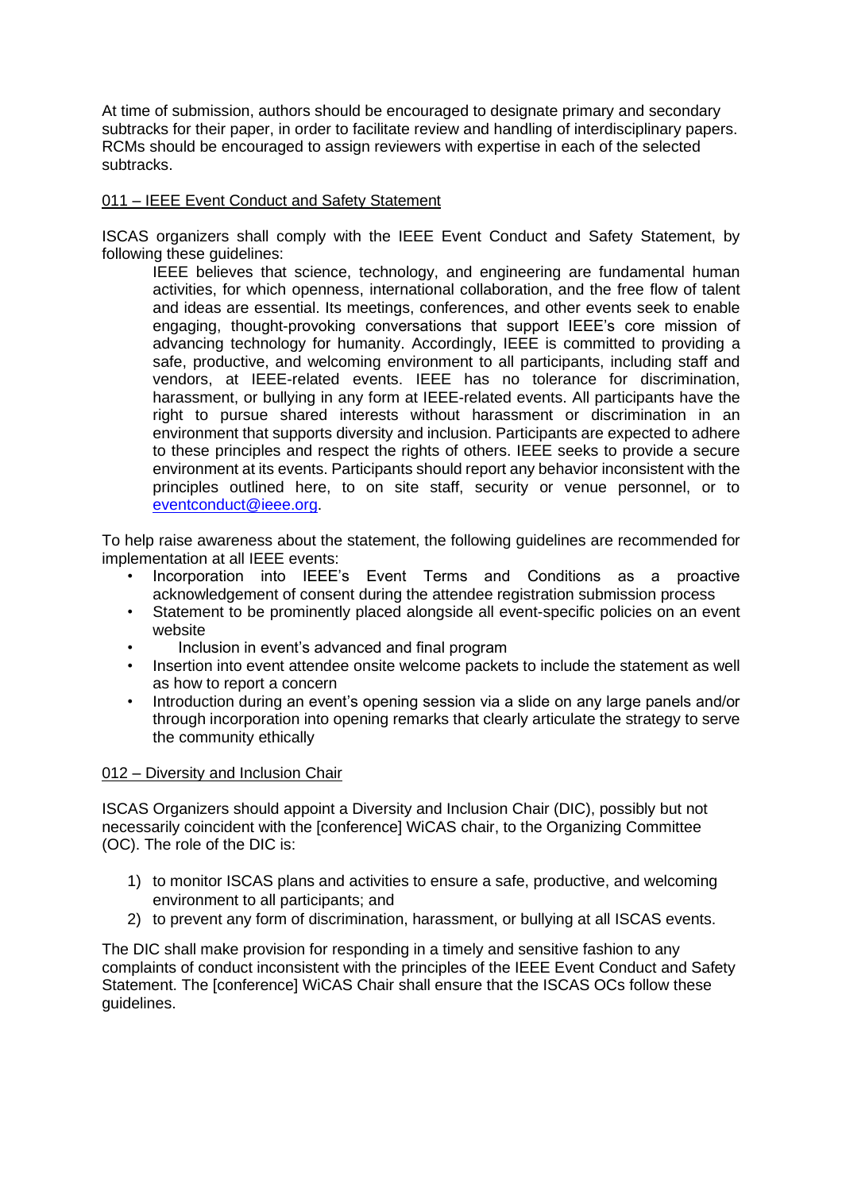At time of submission, authors should be encouraged to designate primary and secondary subtracks for their paper, in order to facilitate review and handling of interdisciplinary papers. RCMs should be encouraged to assign reviewers with expertise in each of the selected subtracks.

## 011 – IEEE Event Conduct and Safety Statement

ISCAS organizers shall comply with the IEEE Event Conduct and Safety Statement, by following these guidelines:

> IEEE believes that science, technology, and engineering are fundamental human activities, for which openness, international collaboration, and the free flow of talent and ideas are essential. Its meetings, conferences, and other events seek to enable engaging, thought-provoking conversations that support IEEE's core mission of advancing technology for humanity. Accordingly, IEEE is committed to providing a safe, productive, and welcoming environment to all participants, including staff and vendors, at IEEE-related events. IEEE has no tolerance for discrimination, harassment, or bullying in any form at IEEE-related events. All participants have the right to pursue shared interests without harassment or discrimination in an environment that supports diversity and inclusion. Participants are expected to adhere to these principles and respect the rights of others. IEEE seeks to provide a secure environment at its events. Participants should report any behavior inconsistent with the principles outlined here, to on site staff, security or venue personnel, or to eventconduct@ieee.org.

To help raise awareness about the statement, the following guidelines are recommended for implementation at all IEEE events:

- Incorporation into IEEE's Event Terms and Conditions as a proactive acknowledgement of consent during the attendee registration submission process
- Statement to be prominently placed alongside all event-specific policies on an event website
- Inclusion in event's advanced and final program
- Insertion into event attendee onsite welcome packets to include the statement as well as how to report a concern
- Introduction during an event's opening session via a slide on any large panels and/or through incorporation into opening remarks that clearly articulate the strategy to serve the community ethically

## 012 – Diversity and Inclusion Chair

ISCAS Organizers should appoint a Diversity and Inclusion Chair (DIC), possibly but not necessarily coincident with the [conference] WiCAS chair, to the Organizing Committee (OC). The role of the DIC is:

1) to monitor ISCAS plans and activities to ensure a safe, productive, and welcoming environment to all participants; and
2) to prevent any form of discrimination, harassment, or bullying at all ISCAS events.

The DIC shall make provision for responding in a timely and sensitive fashion to any complaints of conduct inconsistent with the principles of the IEEE Event Conduct and Safety Statement. The [conference] WiCAS Chair shall ensure that the ISCAS OCs follow these guidelines.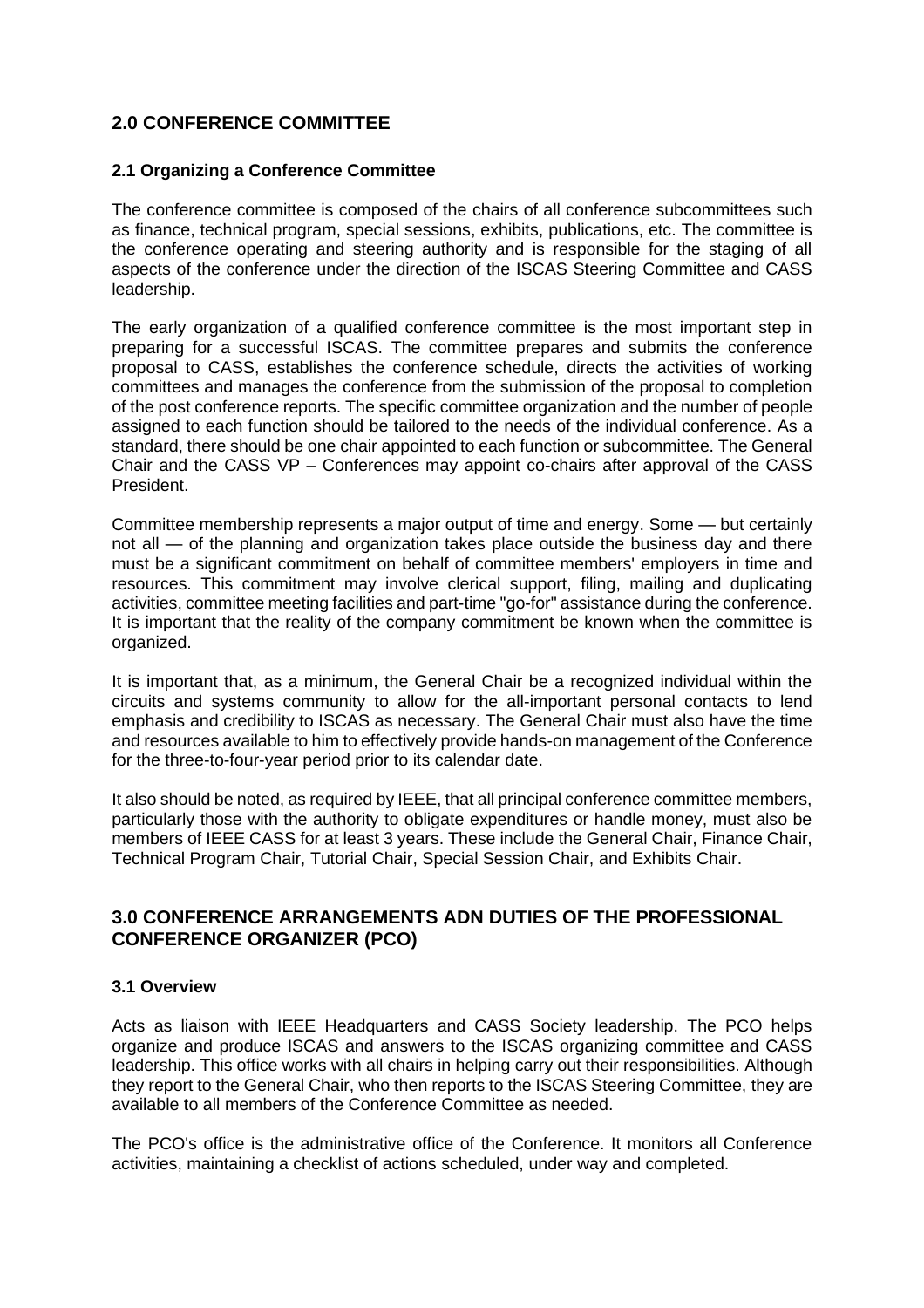## 2.0 CONFERENCE COMMITTEE

### 2.1 Organizing a Conference Committee

The conference committee is composed of the chairs of all conference subcommittees such as finance, technical program, special sessions, exhibits, publications, etc. The committee is the conference operating and steering authority and is responsible for the staging of all aspects of the conference under the direction of the ISCAS Steering Committee and CASS leadership.

The early organization of a qualified conference committee is the most important step in preparing for a successful ISCAS. The committee prepares and submits the conference proposal to CASS, establishes the conference schedule, directs the activities of working committees and manages the conference from the submission of the proposal to completion of the post conference reports. The specific committee organization and the number of people assigned to each function should be tailored to the needs of the individual conference. As a standard, there should be one chair appointed to each function or subcommittee. The General Chair and the CASS VP – Conferences may appoint co-chairs after approval of the CASS President.

Committee membership represents a major output of time and energy. Some — but certainly not all — of the planning and organization takes place outside the business day and there must be a significant commitment on behalf of committee members' employers in time and resources. This commitment may involve clerical support, filing, mailing and duplicating activities, committee meeting facilities and part-time "go-for" assistance during the conference. It is important that the reality of the company commitment be known when the committee is organized.

It is important that, as a minimum, the General Chair be a recognized individual within the circuits and systems community to allow for the all-important personal contacts to lend emphasis and credibility to ISCAS as necessary. The General Chair must also have the time and resources available to him to effectively provide hands-on management of the Conference for the three-to-four-year period prior to its calendar date.

It also should be noted, as required by IEEE, that all principal conference committee members, particularly those with the authority to obligate expenditures or handle money, must also be members of IEEE CASS for at least 3 years. These include the General Chair, Finance Chair, Technical Program Chair, Tutorial Chair, Special Session Chair, and Exhibits Chair.

## 3.0 CONFERENCE ARRANGEMENTS ADN DUTIES OF THE PROFESSIONAL CONFERENCE ORGANIZER (PCO)

### 3.1 Overview

Acts as liaison with IEEE Headquarters and CASS Society leadership. The PCO helps organize and produce ISCAS and answers to the ISCAS organizing committee and CASS leadership. This office works with all chairs in helping carry out their responsibilities. Although they report to the General Chair, who then reports to the ISCAS Steering Committee, they are available to all members of the Conference Committee as needed.

The PCO's office is the administrative office of the Conference. It monitors all Conference activities, maintaining a checklist of actions scheduled, under way and completed.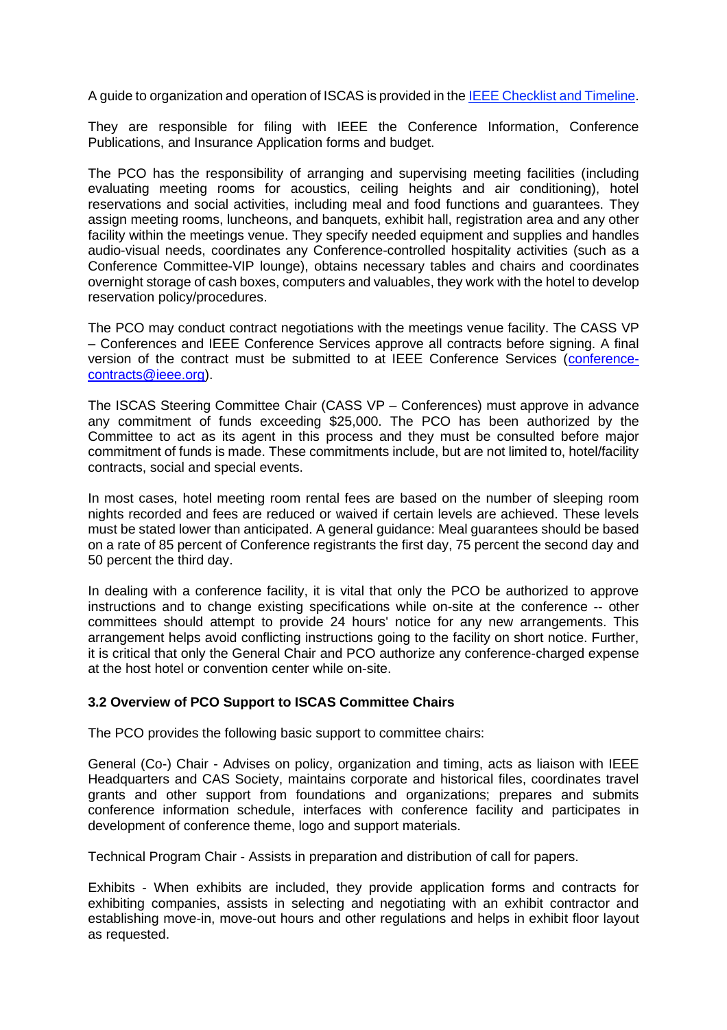A guide to organization and operation of ISCAS is provided in the [IEEE Checklist and Timeline](#).

They are responsible for filing with IEEE the Conference Information, Conference Publications, and Insurance Application forms and budget.

The PCO has the responsibility of arranging and supervising meeting facilities (including evaluating meeting rooms for acoustics, ceiling heights and air conditioning), hotel reservations and social activities, including meal and food functions and guarantees. They assign meeting rooms, luncheons, and banquets, exhibit hall, registration area and any other facility within the meetings venue. They specify needed equipment and supplies and handles audio-visual needs, coordinates any Conference-controlled hospitality activities (such as a Conference Committee-VIP lounge), obtains necessary tables and chairs and coordinates overnight storage of cash boxes, computers and valuables, they work with the hotel to develop reservation policy/procedures.

The PCO may conduct contract negotiations with the meetings venue facility. The CASS VP – Conferences and IEEE Conference Services approve all contracts before signing. A final version of the contract must be submitted to at IEEE Conference Services ([conference-contracts@ieee.org](mailto:conference-contracts@ieee.org)).

The ISCAS Steering Committee Chair (CASS VP – Conferences) must approve in advance any commitment of funds exceeding $25,000. The PCO has been authorized by the Committee to act as its agent in this process and they must be consulted before major commitment of funds is made. These commitments include, but are not limited to, hotel/facility contracts, social and special events.

In most cases, hotel meeting room rental fees are based on the number of sleeping room nights recorded and fees are reduced or waived if certain levels are achieved. These levels must be stated lower than anticipated. A general guidance: Meal guarantees should be based on a rate of 85 percent of Conference registrants the first day, 75 percent the second day and 50 percent the third day.

In dealing with a conference facility, it is vital that only the PCO be authorized to approve instructions and to change existing specifications while on-site at the conference -- other committees should attempt to provide 24 hours' notice for any new arrangements. This arrangement helps avoid conflicting instructions going to the facility on short notice. Further, it is critical that only the General Chair and PCO authorize any conference-charged expense at the host hotel or convention center while on-site.

### 3.2 Overview of PCO Support to ISCAS Committee Chairs

The PCO provides the following basic support to committee chairs:

General (Co-) Chair - Advises on policy, organization and timing, acts as liaison with IEEE Headquarters and CAS Society, maintains corporate and historical files, coordinates travel grants and other support from foundations and organizations; prepares and submits conference information schedule, interfaces with conference facility and participates in development of conference theme, logo and support materials.

Technical Program Chair - Assists in preparation and distribution of call for papers.

Exhibits - When exhibits are included, they provide application forms and contracts for exhibiting companies, assists in selecting and negotiating with an exhibit contractor and establishing move-in, move-out hours and other regulations and helps in exhibit floor layout as requested.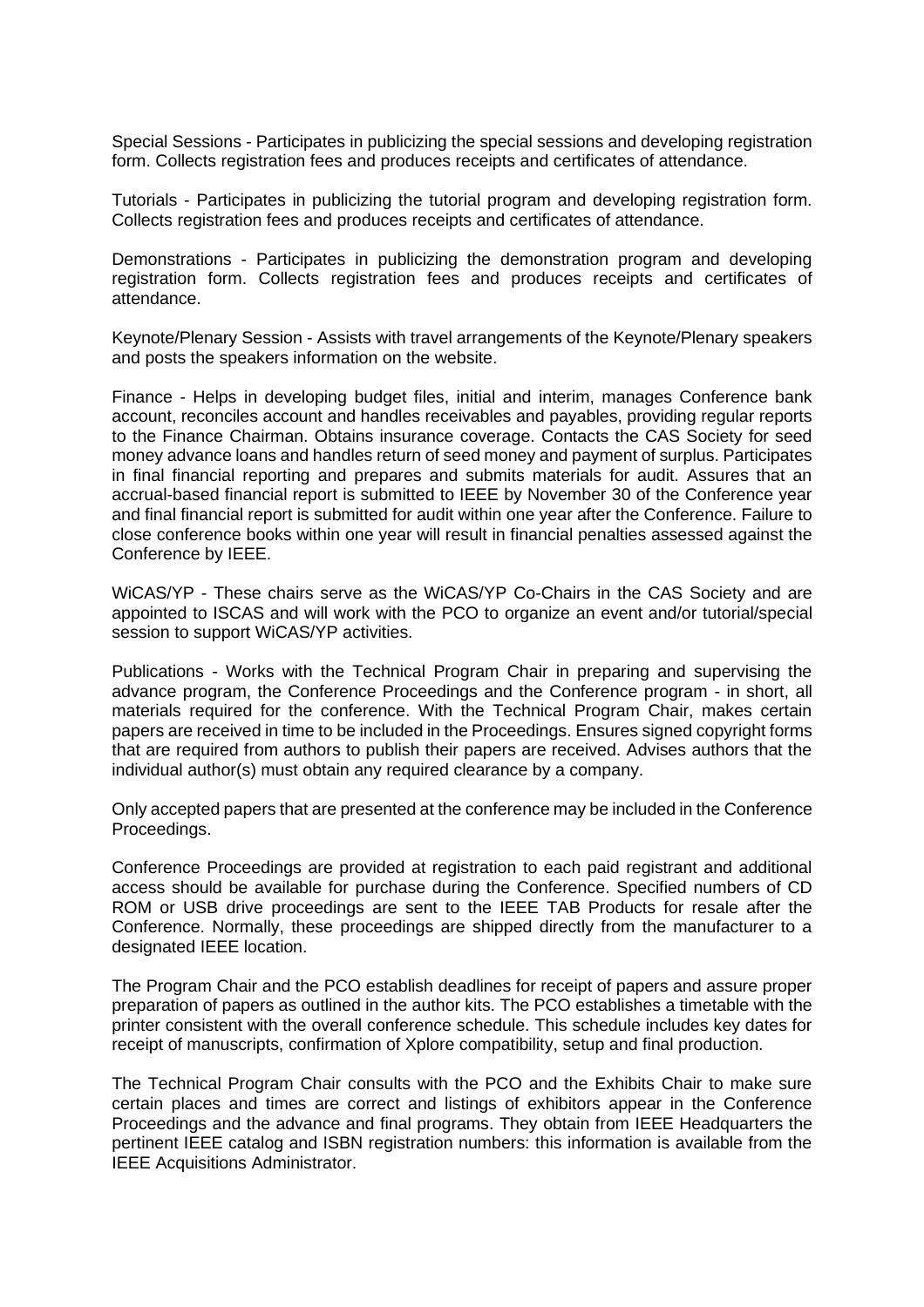Special Sessions - Participates in publicizing the special sessions and developing registration form. Collects registration fees and produces receipts and certificates of attendance.

Tutorials - Participates in publicizing the tutorial program and developing registration form. Collects registration fees and produces receipts and certificates of attendance.

Demonstrations - Participates in publicizing the demonstration program and developing registration form. Collects registration fees and produces receipts and certificates of attendance.

Keynote/Plenary Session - Assists with travel arrangements of the Keynote/Plenary speakers and posts the speakers information on the website.

Finance - Helps in developing budget files, initial and interim, manages Conference bank account, reconciles account and handles receivables and payables, providing regular reports to the Finance Chairman. Obtains insurance coverage. Contacts the CAS Society for seed money advance loans and handles return of seed money and payment of surplus. Participates in final financial reporting and prepares and submits materials for audit. Assures that an accrual-based financial report is submitted to IEEE by November 30 of the Conference year and final financial report is submitted for audit within one year after the Conference. Failure to close conference books within one year will result in financial penalties assessed against the Conference by IEEE.

WiCAS/YP - These chairs serve as the WiCAS/YP Co-Chairs in the CAS Society and are appointed to ISCAS and will work with the PCO to organize an event and/or tutorial/special session to support WiCAS/YP activities.

Publications - Works with the Technical Program Chair in preparing and supervising the advance program, the Conference Proceedings and the Conference program - in short, all materials required for the conference. With the Technical Program Chair, makes certain papers are received in time to be included in the Proceedings. Ensures signed copyright forms that are required from authors to publish their papers are received. Advises authors that the individual author(s) must obtain any required clearance by a company.

Only accepted papers that are presented at the conference may be included in the Conference Proceedings.

Conference Proceedings are provided at registration to each paid registrant and additional access should be available for purchase during the Conference. Specified numbers of CD ROM or USB drive proceedings are sent to the IEEE TAB Products for resale after the Conference. Normally, these proceedings are shipped directly from the manufacturer to a designated IEEE location.

The Program Chair and the PCO establish deadlines for receipt of papers and assure proper preparation of papers as outlined in the author kits. The PCO establishes a timetable with the printer consistent with the overall conference schedule. This schedule includes key dates for receipt of manuscripts, confirmation of Xplore compatibility, setup and final production.

The Technical Program Chair consults with the PCO and the Exhibits Chair to make sure certain places and times are correct and listings of exhibitors appear in the Conference Proceedings and the advance and final programs. They obtain from IEEE Headquarters the pertinent IEEE catalog and ISBN registration numbers: this information is available from the IEEE Acquisitions Administrator.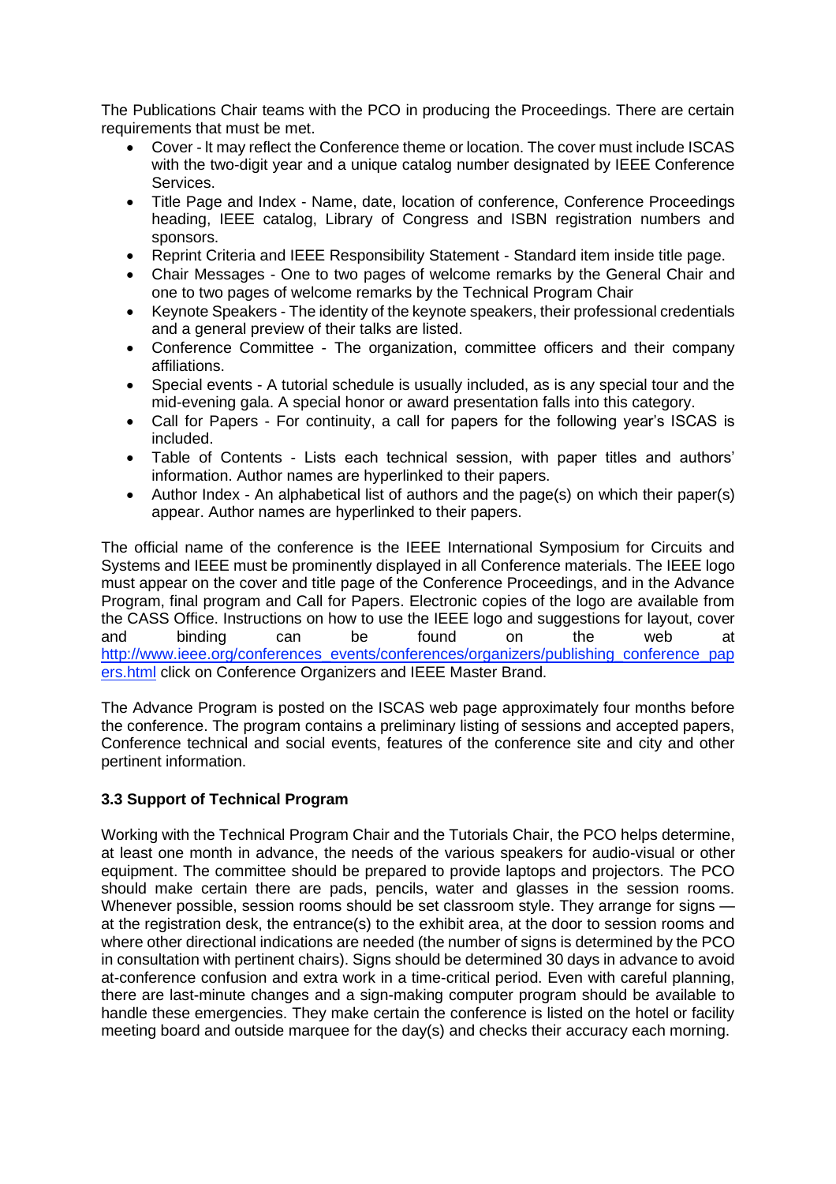The Publications Chair teams with the PCO in producing the Proceedings. There are certain requirements that must be met.

- Cover - It may reflect the Conference theme or location. The cover must include ISCAS with the two-digit year and a unique catalog number designated by IEEE Conference Services.
- Title Page and Index - Name, date, location of conference, Conference Proceedings heading, IEEE catalog, Library of Congress and ISBN registration numbers and sponsors.
- Reprint Criteria and IEEE Responsibility Statement - Standard item inside title page.
- Chair Messages - One to two pages of welcome remarks by the General Chair and one to two pages of welcome remarks by the Technical Program Chair
- Keynote Speakers - The identity of the keynote speakers, their professional credentials and a general preview of their talks are listed.
- Conference Committee - The organization, committee officers and their company affiliations.
- Special events - A tutorial schedule is usually included, as is any special tour and the mid-evening gala. A special honor or award presentation falls into this category.
- Call for Papers - For continuity, a call for papers for the following year's ISCAS is included.
- Table of Contents - Lists each technical session, with paper titles and authors' information. Author names are hyperlinked to their papers.
- Author Index - An alphabetical list of authors and the page(s) on which their paper(s) appear. Author names are hyperlinked to their papers.

The official name of the conference is the IEEE International Symposium for Circuits and Systems and IEEE must be prominently displayed in all Conference materials. The IEEE logo must appear on the cover and title page of the Conference Proceedings, and in the Advance Program, final program and Call for Papers. Electronic copies of the logo are available from the CASS Office. Instructions on how to use the IEEE logo and suggestions for layout, cover and binding can be found on the web at http://www.ieee.org/conferences_events/conferences/organizers/publishing_conference_papers.html click on Conference Organizers and IEEE Master Brand.

The Advance Program is posted on the ISCAS web page approximately four months before the conference. The program contains a preliminary listing of sessions and accepted papers, Conference technical and social events, features of the conference site and city and other pertinent information.

### 3.3 Support of Technical Program

Working with the Technical Program Chair and the Tutorials Chair, the PCO helps determine, at least one month in advance, the needs of the various speakers for audio-visual or other equipment. The committee should be prepared to provide laptops and projectors. The PCO should make certain there are pads, pencils, water and glasses in the session rooms. Whenever possible, session rooms should be set classroom style. They arrange for signs — at the registration desk, the entrance(s) to the exhibit area, at the door to session rooms and where other directional indications are needed (the number of signs is determined by the PCO in consultation with pertinent chairs). Signs should be determined 30 days in advance to avoid at-conference confusion and extra work in a time-critical period. Even with careful planning, there are last-minute changes and a sign-making computer program should be available to handle these emergencies. They make certain the conference is listed on the hotel or facility meeting board and outside marquee for the day(s) and checks their accuracy each morning.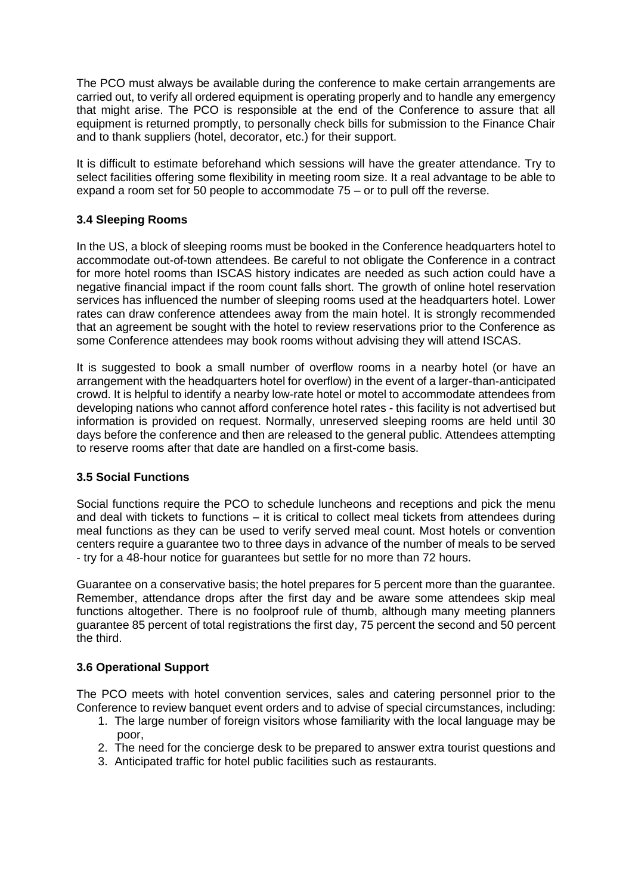The PCO must always be available during the conference to make certain arrangements are carried out, to verify all ordered equipment is operating properly and to handle any emergency that might arise. The PCO is responsible at the end of the Conference to assure that all equipment is returned promptly, to personally check bills for submission to the Finance Chair and to thank suppliers (hotel, decorator, etc.) for their support.

It is difficult to estimate beforehand which sessions will have the greater attendance. Try to select facilities offering some flexibility in meeting room size. It a real advantage to be able to expand a room set for 50 people to accommodate 75 – or to pull off the reverse.

### 3.4 Sleeping Rooms

In the US, a block of sleeping rooms must be booked in the Conference headquarters hotel to accommodate out-of-town attendees. Be careful to not obligate the Conference in a contract for more hotel rooms than ISCAS history indicates are needed as such action could have a negative financial impact if the room count falls short. The growth of online hotel reservation services has influenced the number of sleeping rooms used at the headquarters hotel. Lower rates can draw conference attendees away from the main hotel. It is strongly recommended that an agreement be sought with the hotel to review reservations prior to the Conference as some Conference attendees may book rooms without advising they will attend ISCAS.

It is suggested to book a small number of overflow rooms in a nearby hotel (or have an arrangement with the headquarters hotel for overflow) in the event of a larger-than-anticipated crowd. It is helpful to identify a nearby low-rate hotel or motel to accommodate attendees from developing nations who cannot afford conference hotel rates - this facility is not advertised but information is provided on request. Normally, unreserved sleeping rooms are held until 30 days before the conference and then are released to the general public. Attendees attempting to reserve rooms after that date are handled on a first-come basis.

### 3.5 Social Functions

Social functions require the PCO to schedule luncheons and receptions and pick the menu and deal with tickets to functions – it is critical to collect meal tickets from attendees during meal functions as they can be used to verify served meal count. Most hotels or convention centers require a guarantee two to three days in advance of the number of meals to be served - try for a 48-hour notice for guarantees but settle for no more than 72 hours.

Guarantee on a conservative basis; the hotel prepares for 5 percent more than the guarantee. Remember, attendance drops after the first day and be aware some attendees skip meal functions altogether. There is no foolproof rule of thumb, although many meeting planners guarantee 85 percent of total registrations the first day, 75 percent the second and 50 percent the third.

### 3.6 Operational Support

The PCO meets with hotel convention services, sales and catering personnel prior to the Conference to review banquet event orders and to advise of special circumstances, including:

1. The large number of foreign visitors whose familiarity with the local language may be poor,
2. The need for the concierge desk to be prepared to answer extra tourist questions and
3. Anticipated traffic for hotel public facilities such as restaurants.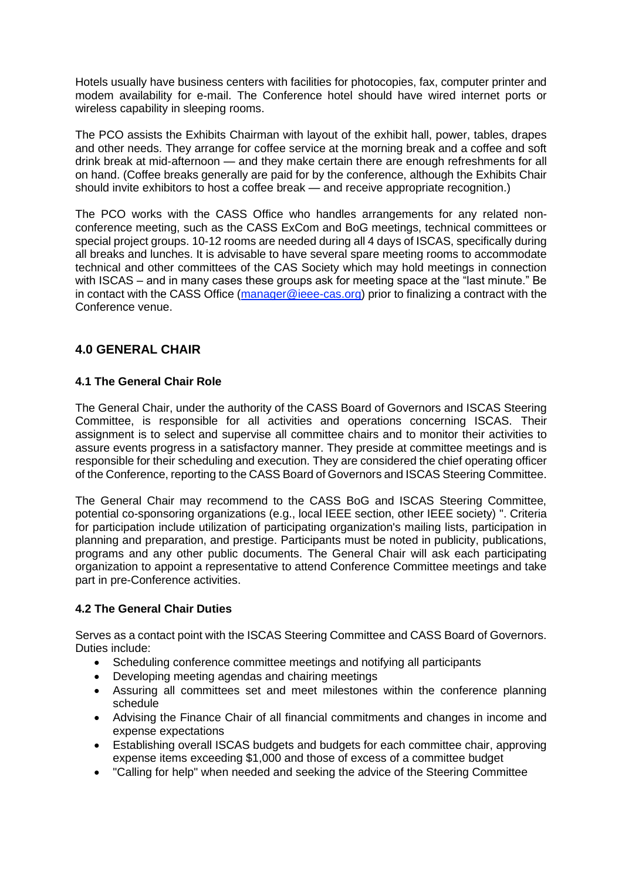Hotels usually have business centers with facilities for photocopies, fax, computer printer and modem availability for e-mail. The Conference hotel should have wired internet ports or wireless capability in sleeping rooms.

The PCO assists the Exhibits Chairman with layout of the exhibit hall, power, tables, drapes and other needs. They arrange for coffee service at the morning break and a coffee and soft drink break at mid-afternoon — and they make certain there are enough refreshments for all on hand. (Coffee breaks generally are paid for by the conference, although the Exhibits Chair should invite exhibitors to host a coffee break — and receive appropriate recognition.)

The PCO works with the CASS Office who handles arrangements for any related non-conference meeting, such as the CASS ExCom and BoG meetings, technical committees or special project groups. 10-12 rooms are needed during all 4 days of ISCAS, specifically during all breaks and lunches. It is advisable to have several spare meeting rooms to accommodate technical and other committees of the CAS Society which may hold meetings in connection with ISCAS – and in many cases these groups ask for meeting space at the "last minute." Be in contact with the CASS Office (manager@ieee-cas.org) prior to finalizing a contract with the Conference venue.

## 4.0 GENERAL CHAIR

### 4.1 The General Chair Role

The General Chair, under the authority of the CASS Board of Governors and ISCAS Steering Committee, is responsible for all activities and operations concerning ISCAS. Their assignment is to select and supervise all committee chairs and to monitor their activities to assure events progress in a satisfactory manner. They preside at committee meetings and is responsible for their scheduling and execution. They are considered the chief operating officer of the Conference, reporting to the CASS Board of Governors and ISCAS Steering Committee.

The General Chair may recommend to the CASS BoG and ISCAS Steering Committee, potential co-sponsoring organizations (e.g., local IEEE section, other IEEE society) ". Criteria for participation include utilization of participating organization's mailing lists, participation in planning and preparation, and prestige. Participants must be noted in publicity, publications, programs and any other public documents. The General Chair will ask each participating organization to appoint a representative to attend Conference Committee meetings and take part in pre-Conference activities.

### 4.2 The General Chair Duties

Serves as a contact point with the ISCAS Steering Committee and CASS Board of Governors. Duties include:

- Scheduling conference committee meetings and notifying all participants
- Developing meeting agendas and chairing meetings
- Assuring all committees set and meet milestones within the conference planning schedule
- Advising the Finance Chair of all financial commitments and changes in income and expense expectations
- Establishing overall ISCAS budgets and budgets for each committee chair, approving expense items exceeding $1,000 and those of excess of a committee budget
- "Calling for help" when needed and seeking the advice of the Steering Committee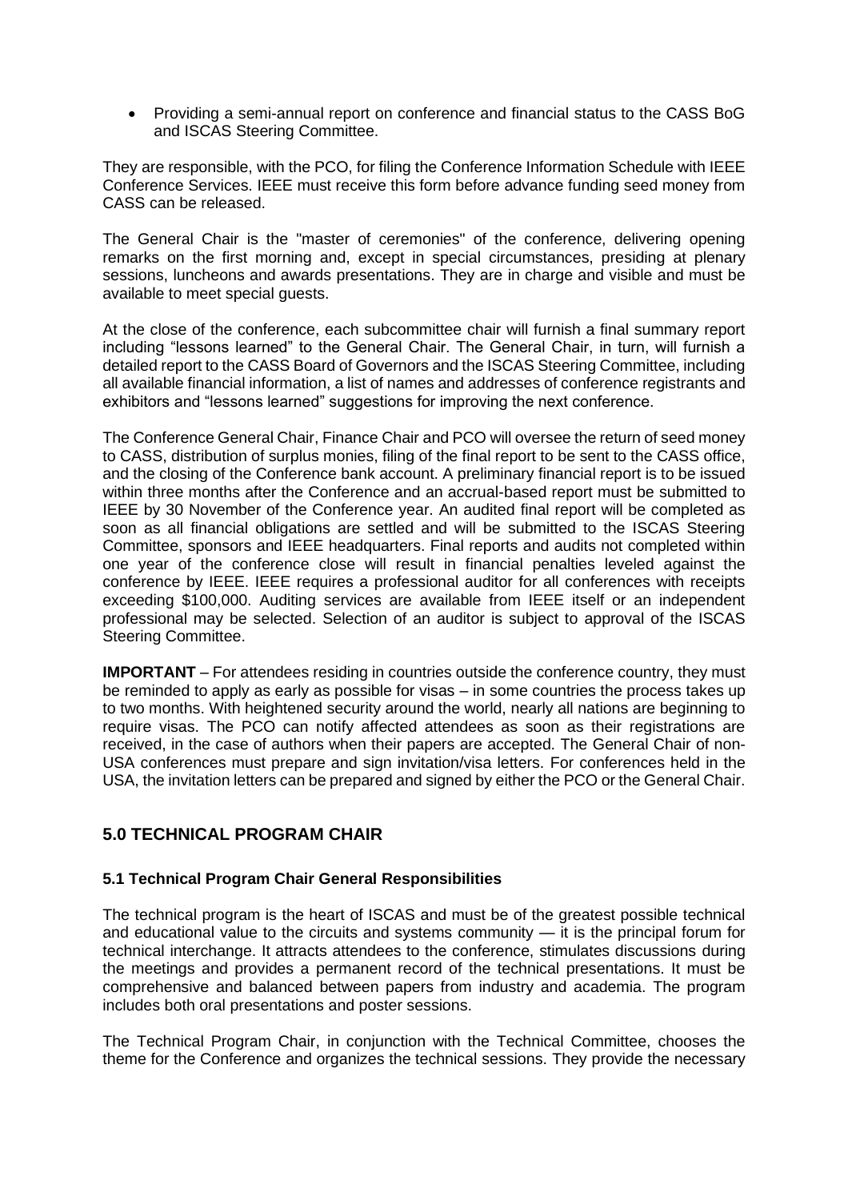- Providing a semi-annual report on conference and financial status to the CASS BoG and ISCAS Steering Committee.

They are responsible, with the PCO, for filing the Conference Information Schedule with IEEE Conference Services. IEEE must receive this form before advance funding seed money from CASS can be released.

The General Chair is the "master of ceremonies" of the conference, delivering opening remarks on the first morning and, except in special circumstances, presiding at plenary sessions, luncheons and awards presentations. They are in charge and visible and must be available to meet special guests.

At the close of the conference, each subcommittee chair will furnish a final summary report including "lessons learned" to the General Chair. The General Chair, in turn, will furnish a detailed report to the CASS Board of Governors and the ISCAS Steering Committee, including all available financial information, a list of names and addresses of conference registrants and exhibitors and "lessons learned" suggestions for improving the next conference.

The Conference General Chair, Finance Chair and PCO will oversee the return of seed money to CASS, distribution of surplus monies, filing of the final report to be sent to the CASS office, and the closing of the Conference bank account. A preliminary financial report is to be issued within three months after the Conference and an accrual-based report must be submitted to IEEE by 30 November of the Conference year. An audited final report will be completed as soon as all financial obligations are settled and will be submitted to the ISCAS Steering Committee, sponsors and IEEE headquarters. Final reports and audits not completed within one year of the conference close will result in financial penalties leveled against the conference by IEEE. IEEE requires a professional auditor for all conferences with receipts exceeding $100,000. Auditing services are available from IEEE itself or an independent professional may be selected. Selection of an auditor is subject to approval of the ISCAS Steering Committee.

**IMPORTANT** – For attendees residing in countries outside the conference country, they must be reminded to apply as early as possible for visas – in some countries the process takes up to two months. With heightened security around the world, nearly all nations are beginning to require visas. The PCO can notify affected attendees as soon as their registrations are received, in the case of authors when their papers are accepted. The General Chair of non-USA conferences must prepare and sign invitation/visa letters. For conferences held in the USA, the invitation letters can be prepared and signed by either the PCO or the General Chair.

## 5.0 TECHNICAL PROGRAM CHAIR

### 5.1 Technical Program Chair General Responsibilities

The technical program is the heart of ISCAS and must be of the greatest possible technical and educational value to the circuits and systems community — it is the principal forum for technical interchange. It attracts attendees to the conference, stimulates discussions during the meetings and provides a permanent record of the technical presentations. It must be comprehensive and balanced between papers from industry and academia. The program includes both oral presentations and poster sessions.

The Technical Program Chair, in conjunction with the Technical Committee, chooses the theme for the Conference and organizes the technical sessions. They provide the necessary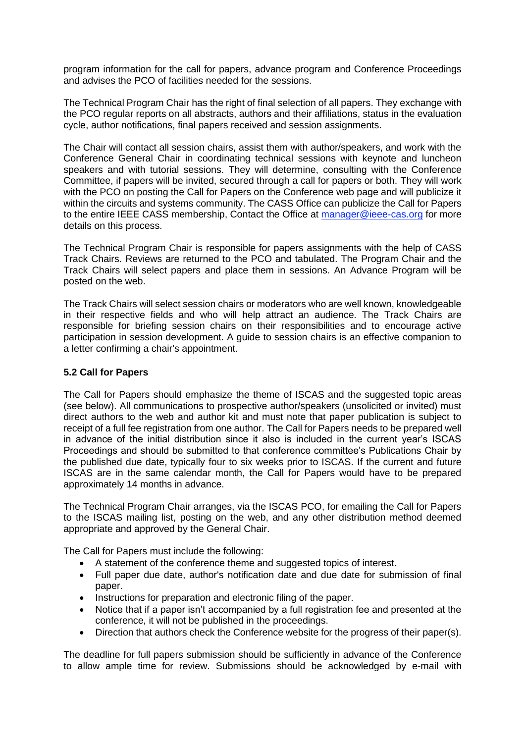program information for the call for papers, advance program and Conference Proceedings and advises the PCO of facilities needed for the sessions.

The Technical Program Chair has the right of final selection of all papers. They exchange with the PCO regular reports on all abstracts, authors and their affiliations, status in the evaluation cycle, author notifications, final papers received and session assignments.

The Chair will contact all session chairs, assist them with author/speakers, and work with the Conference General Chair in coordinating technical sessions with keynote and luncheon speakers and with tutorial sessions. They will determine, consulting with the Conference Committee, if papers will be invited, secured through a call for papers or both. They will work with the PCO on posting the Call for Papers on the Conference web page and will publicize it within the circuits and systems community. The CASS Office can publicize the Call for Papers to the entire IEEE CASS membership, Contact the Office at manager@ieee-cas.org for more details on this process.

The Technical Program Chair is responsible for papers assignments with the help of CASS Track Chairs. Reviews are returned to the PCO and tabulated. The Program Chair and the Track Chairs will select papers and place them in sessions. An Advance Program will be posted on the web.

The Track Chairs will select session chairs or moderators who are well known, knowledgeable in their respective fields and who will help attract an audience. The Track Chairs are responsible for briefing session chairs on their responsibilities and to encourage active participation in session development. A guide to session chairs is an effective companion to a letter confirming a chair's appointment.

### 5.2 Call for Papers

The Call for Papers should emphasize the theme of ISCAS and the suggested topic areas (see below). All communications to prospective author/speakers (unsolicited or invited) must direct authors to the web and author kit and must note that paper publication is subject to receipt of a full fee registration from one author. The Call for Papers needs to be prepared well in advance of the initial distribution since it also is included in the current year's ISCAS Proceedings and should be submitted to that conference committee's Publications Chair by the published due date, typically four to six weeks prior to ISCAS. If the current and future ISCAS are in the same calendar month, the Call for Papers would have to be prepared approximately 14 months in advance.

The Technical Program Chair arranges, via the ISCAS PCO, for emailing the Call for Papers to the ISCAS mailing list, posting on the web, and any other distribution method deemed appropriate and approved by the General Chair.

The Call for Papers must include the following:

- A statement of the conference theme and suggested topics of interest.
- Full paper due date, author's notification date and due date for submission of final paper.
- Instructions for preparation and electronic filing of the paper.
- Notice that if a paper isn't accompanied by a full registration fee and presented at the conference, it will not be published in the proceedings.
- Direction that authors check the Conference website for the progress of their paper(s).

The deadline for full papers submission should be sufficiently in advance of the Conference to allow ample time for review. Submissions should be acknowledged by e-mail with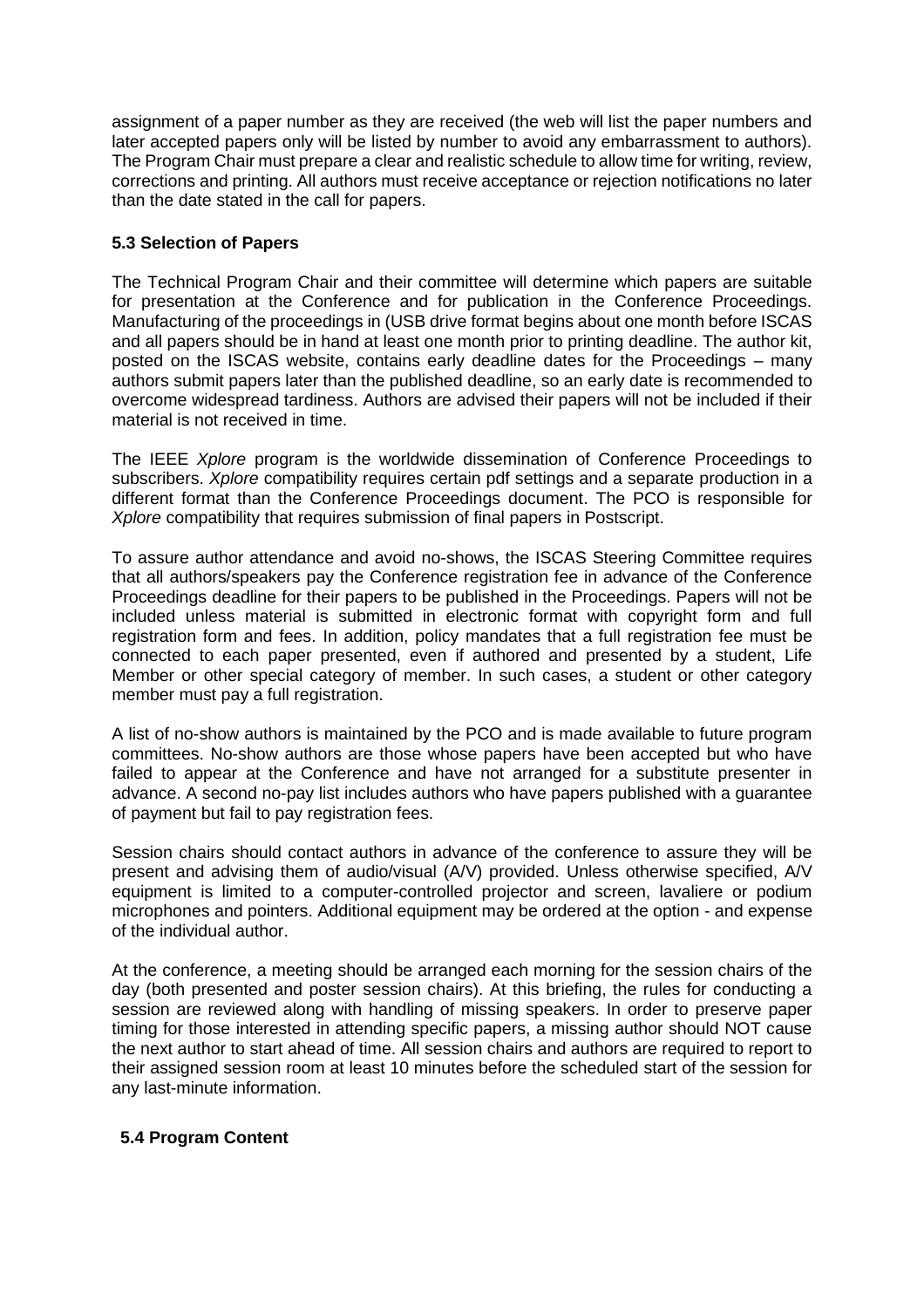assignment of a paper number as they are received (the web will list the paper numbers and later accepted papers only will be listed by number to avoid any embarrassment to authors). The Program Chair must prepare a clear and realistic schedule to allow time for writing, review, corrections and printing. All authors must receive acceptance or rejection notifications no later than the date stated in the call for papers.

### 5.3 Selection of Papers

The Technical Program Chair and their committee will determine which papers are suitable for presentation at the Conference and for publication in the Conference Proceedings. Manufacturing of the proceedings in (USB drive format begins about one month before ISCAS and all papers should be in hand at least one month prior to printing deadline. The author kit, posted on the ISCAS website, contains early deadline dates for the Proceedings – many authors submit papers later than the published deadline, so an early date is recommended to overcome widespread tardiness. Authors are advised their papers will not be included if their material is not received in time.

The IEEE *Xplore* program is the worldwide dissemination of Conference Proceedings to subscribers. *Xplore* compatibility requires certain pdf settings and a separate production in a different format than the Conference Proceedings document. The PCO is responsible for *Xplore* compatibility that requires submission of final papers in Postscript.

To assure author attendance and avoid no-shows, the ISCAS Steering Committee requires that all authors/speakers pay the Conference registration fee in advance of the Conference Proceedings deadline for their papers to be published in the Proceedings. Papers will not be included unless material is submitted in electronic format with copyright form and full registration form and fees. In addition, policy mandates that a full registration fee must be connected to each paper presented, even if authored and presented by a student, Life Member or other special category of member. In such cases, a student or other category member must pay a full registration.

A list of no-show authors is maintained by the PCO and is made available to future program committees. No-show authors are those whose papers have been accepted but who have failed to appear at the Conference and have not arranged for a substitute presenter in advance. A second no-pay list includes authors who have papers published with a guarantee of payment but fail to pay registration fees.

Session chairs should contact authors in advance of the conference to assure they will be present and advising them of audio/visual (A/V) provided. Unless otherwise specified, A/V equipment is limited to a computer-controlled projector and screen, lavaliere or podium microphones and pointers. Additional equipment may be ordered at the option - and expense of the individual author.

At the conference, a meeting should be arranged each morning for the session chairs of the day (both presented and poster session chairs). At this briefing, the rules for conducting a session are reviewed along with handling of missing speakers. In order to preserve paper timing for those interested in attending specific papers, a missing author should NOT cause the next author to start ahead of time. All session chairs and authors are required to report to their assigned session room at least 10 minutes before the scheduled start of the session for any last-minute information.

### 5.4 Program Content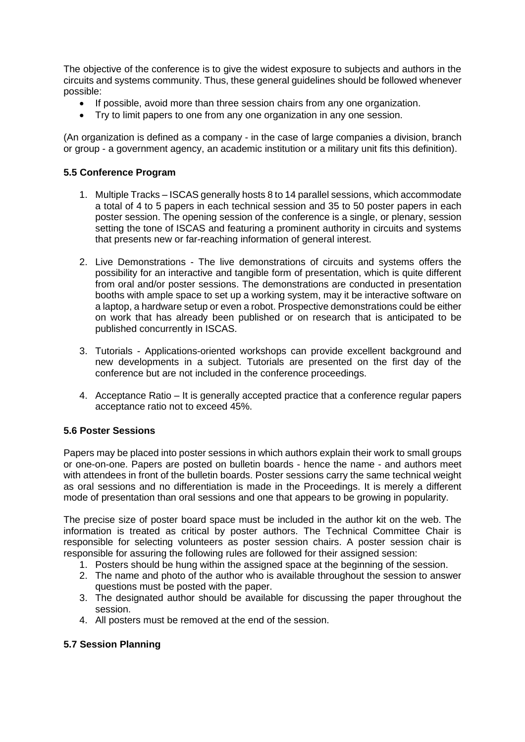The objective of the conference is to give the widest exposure to subjects and authors in the circuits and systems community. Thus, these general guidelines should be followed whenever possible:

- If possible, avoid more than three session chairs from any one organization.
- Try to limit papers to one from any one organization in any one session.

(An organization is defined as a company - in the case of large companies a division, branch or group - a government agency, an academic institution or a military unit fits this definition).

### 5.5 Conference Program

1. Multiple Tracks – ISCAS generally hosts 8 to 14 parallel sessions, which accommodate a total of 4 to 5 papers in each technical session and 35 to 50 poster papers in each poster session. The opening session of the conference is a single, or plenary, session setting the tone of ISCAS and featuring a prominent authority in circuits and systems that presents new or far-reaching information of general interest.

2. Live Demonstrations - The live demonstrations of circuits and systems offers the possibility for an interactive and tangible form of presentation, which is quite different from oral and/or poster sessions. The demonstrations are conducted in presentation booths with ample space to set up a working system, may it be interactive software on a laptop, a hardware setup or even a robot. Prospective demonstrations could be either on work that has already been published or on research that is anticipated to be published concurrently in ISCAS.

3. Tutorials - Applications-oriented workshops can provide excellent background and new developments in a subject. Tutorials are presented on the first day of the conference but are not included in the conference proceedings.

4. Acceptance Ratio – It is generally accepted practice that a conference regular papers acceptance ratio not to exceed 45%.

### 5.6 Poster Sessions

Papers may be placed into poster sessions in which authors explain their work to small groups or one-on-one. Papers are posted on bulletin boards - hence the name - and authors meet with attendees in front of the bulletin boards. Poster sessions carry the same technical weight as oral sessions and no differentiation is made in the Proceedings. It is merely a different mode of presentation than oral sessions and one that appears to be growing in popularity.

The precise size of poster board space must be included in the author kit on the web. The information is treated as critical by poster authors. The Technical Committee Chair is responsible for selecting volunteers as poster session chairs. A poster session chair is responsible for assuring the following rules are followed for their assigned session:

1. Posters should be hung within the assigned space at the beginning of the session.
2. The name and photo of the author who is available throughout the session to answer questions must be posted with the paper.
3. The designated author should be available for discussing the paper throughout the session.
4. All posters must be removed at the end of the session.

### 5.7 Session Planning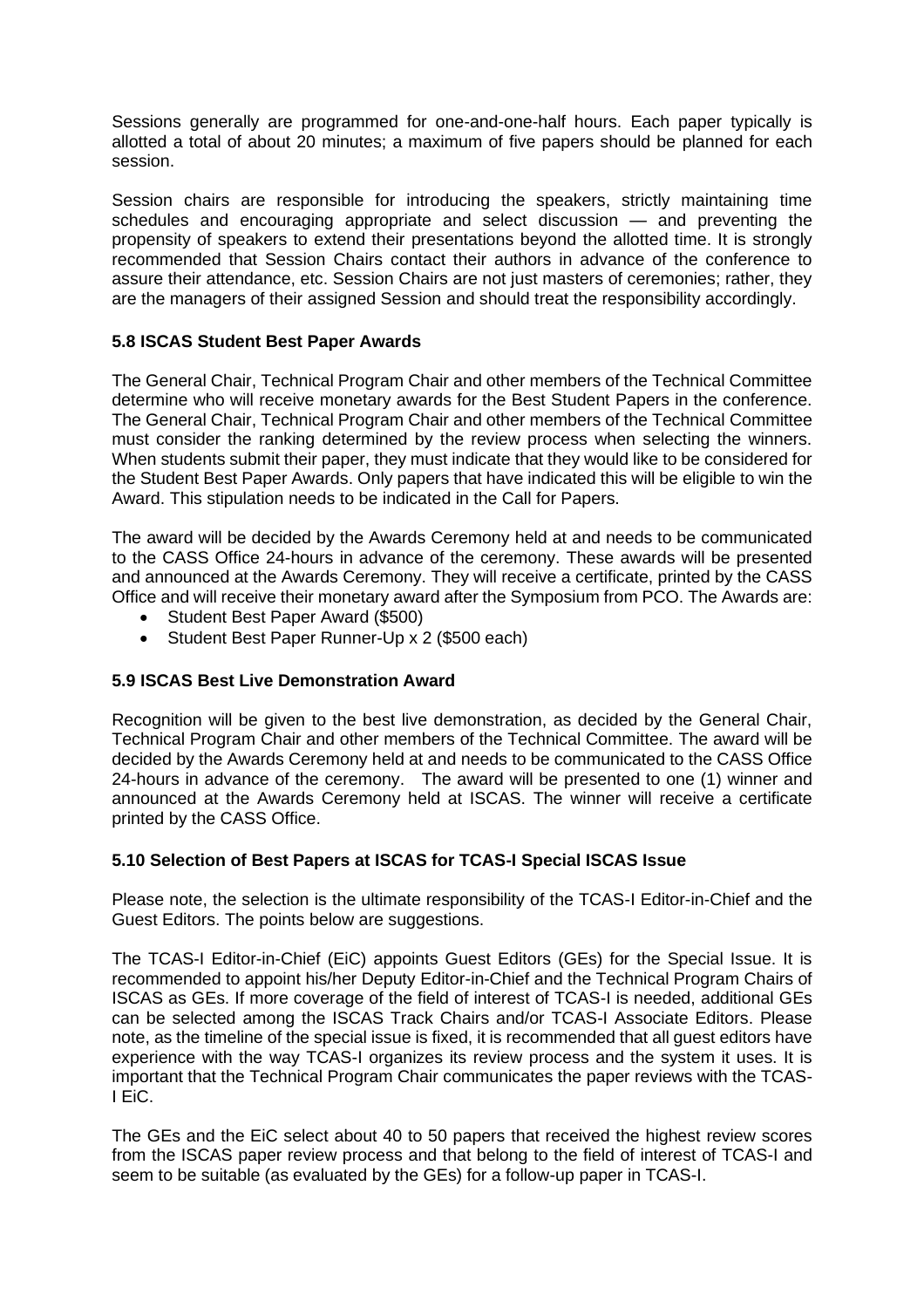Sessions generally are programmed for one-and-one-half hours. Each paper typically is allotted a total of about 20 minutes; a maximum of five papers should be planned for each session.

Session chairs are responsible for introducing the speakers, strictly maintaining time schedules and encouraging appropriate and select discussion — and preventing the propensity of speakers to extend their presentations beyond the allotted time. It is strongly recommended that Session Chairs contact their authors in advance of the conference to assure their attendance, etc. Session Chairs are not just masters of ceremonies; rather, they are the managers of their assigned Session and should treat the responsibility accordingly.

### 5.8 ISCAS Student Best Paper Awards

The General Chair, Technical Program Chair and other members of the Technical Committee determine who will receive monetary awards for the Best Student Papers in the conference. The General Chair, Technical Program Chair and other members of the Technical Committee must consider the ranking determined by the review process when selecting the winners. When students submit their paper, they must indicate that they would like to be considered for the Student Best Paper Awards. Only papers that have indicated this will be eligible to win the Award. This stipulation needs to be indicated in the Call for Papers.

The award will be decided by the Awards Ceremony held at and needs to be communicated to the CASS Office 24-hours in advance of the ceremony. These awards will be presented and announced at the Awards Ceremony. They will receive a certificate, printed by the CASS Office and will receive their monetary award after the Symposium from PCO. The Awards are:

- Student Best Paper Award ($500)
- Student Best Paper Runner-Up x 2 ($500 each)

### 5.9 ISCAS Best Live Demonstration Award

Recognition will be given to the best live demonstration, as decided by the General Chair, Technical Program Chair and other members of the Technical Committee. The award will be decided by the Awards Ceremony held at and needs to be communicated to the CASS Office 24-hours in advance of the ceremony. The award will be presented to one (1) winner and announced at the Awards Ceremony held at ISCAS. The winner will receive a certificate printed by the CASS Office.

### 5.10 Selection of Best Papers at ISCAS for TCAS-I Special ISCAS Issue

Please note, the selection is the ultimate responsibility of the TCAS-I Editor-in-Chief and the Guest Editors. The points below are suggestions.

The TCAS-I Editor-in-Chief (EiC) appoints Guest Editors (GEs) for the Special Issue. It is recommended to appoint his/her Deputy Editor-in-Chief and the Technical Program Chairs of ISCAS as GEs. If more coverage of the field of interest of TCAS-I is needed, additional GEs can be selected among the ISCAS Track Chairs and/or TCAS-I Associate Editors. Please note, as the timeline of the special issue is fixed, it is recommended that all guest editors have experience with the way TCAS-I organizes its review process and the system it uses. It is important that the Technical Program Chair communicates the paper reviews with the TCAS-I EiC.

The GEs and the EiC select about 40 to 50 papers that received the highest review scores from the ISCAS paper review process and that belong to the field of interest of TCAS-I and seem to be suitable (as evaluated by the GEs) for a follow-up paper in TCAS-I.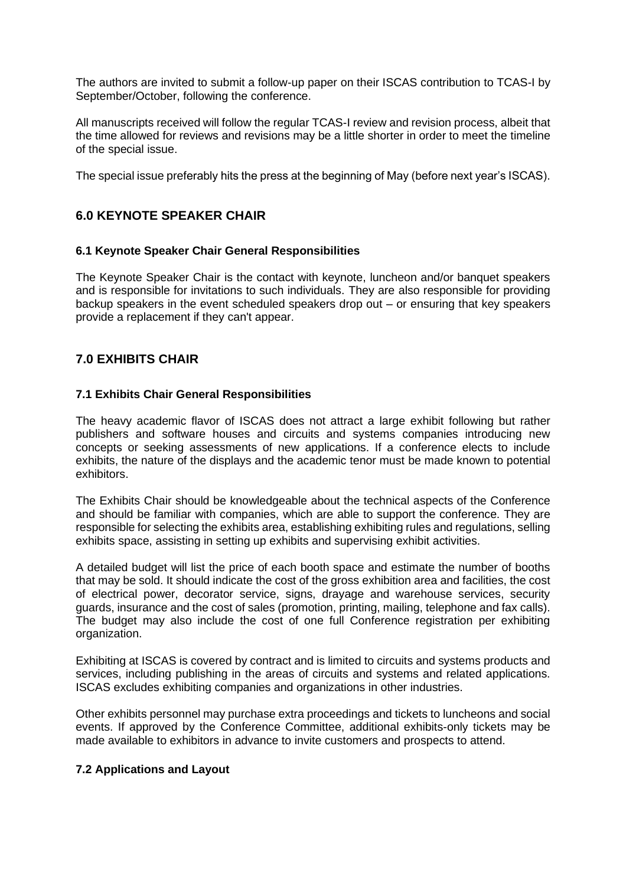The authors are invited to submit a follow-up paper on their ISCAS contribution to TCAS-I by September/October, following the conference.

All manuscripts received will follow the regular TCAS-I review and revision process, albeit that the time allowed for reviews and revisions may be a little shorter in order to meet the timeline of the special issue.

The special issue preferably hits the press at the beginning of May (before next year's ISCAS).

## 6.0 KEYNOTE SPEAKER CHAIR

### 6.1 Keynote Speaker Chair General Responsibilities

The Keynote Speaker Chair is the contact with keynote, luncheon and/or banquet speakers and is responsible for invitations to such individuals. They are also responsible for providing backup speakers in the event scheduled speakers drop out – or ensuring that key speakers provide a replacement if they can't appear.

## 7.0 EXHIBITS CHAIR

### 7.1 Exhibits Chair General Responsibilities

The heavy academic flavor of ISCAS does not attract a large exhibit following but rather publishers and software houses and circuits and systems companies introducing new concepts or seeking assessments of new applications. If a conference elects to include exhibits, the nature of the displays and the academic tenor must be made known to potential exhibitors.

The Exhibits Chair should be knowledgeable about the technical aspects of the Conference and should be familiar with companies, which are able to support the conference. They are responsible for selecting the exhibits area, establishing exhibiting rules and regulations, selling exhibits space, assisting in setting up exhibits and supervising exhibit activities.

A detailed budget will list the price of each booth space and estimate the number of booths that may be sold. It should indicate the cost of the gross exhibition area and facilities, the cost of electrical power, decorator service, signs, drayage and warehouse services, security guards, insurance and the cost of sales (promotion, printing, mailing, telephone and fax calls). The budget may also include the cost of one full Conference registration per exhibiting organization.

Exhibiting at ISCAS is covered by contract and is limited to circuits and systems products and services, including publishing in the areas of circuits and systems and related applications. ISCAS excludes exhibiting companies and organizations in other industries.

Other exhibits personnel may purchase extra proceedings and tickets to luncheons and social events. If approved by the Conference Committee, additional exhibits-only tickets may be made available to exhibitors in advance to invite customers and prospects to attend.

### 7.2 Applications and Layout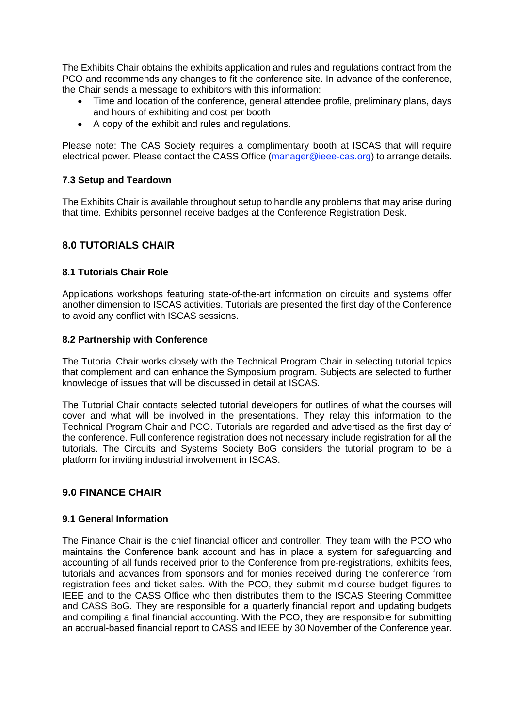The Exhibits Chair obtains the exhibits application and rules and regulations contract from the PCO and recommends any changes to fit the conference site. In advance of the conference, the Chair sends a message to exhibitors with this information:

- Time and location of the conference, general attendee profile, preliminary plans, days and hours of exhibiting and cost per booth
- A copy of the exhibit and rules and regulations.

Please note: The CAS Society requires a complimentary booth at ISCAS that will require electrical power. Please contact the CASS Office (manager@ieee-cas.org) to arrange details.

### 7.3 Setup and Teardown

The Exhibits Chair is available throughout setup to handle any problems that may arise during that time. Exhibits personnel receive badges at the Conference Registration Desk.

## 8.0 TUTORIALS CHAIR

### 8.1 Tutorials Chair Role

Applications workshops featuring state-of-the-art information on circuits and systems offer another dimension to ISCAS activities. Tutorials are presented the first day of the Conference to avoid any conflict with ISCAS sessions.

### 8.2 Partnership with Conference

The Tutorial Chair works closely with the Technical Program Chair in selecting tutorial topics that complement and can enhance the Symposium program. Subjects are selected to further knowledge of issues that will be discussed in detail at ISCAS.

The Tutorial Chair contacts selected tutorial developers for outlines of what the courses will cover and what will be involved in the presentations. They relay this information to the Technical Program Chair and PCO. Tutorials are regarded and advertised as the first day of the conference. Full conference registration does not necessary include registration for all the tutorials. The Circuits and Systems Society BoG considers the tutorial program to be a platform for inviting industrial involvement in ISCAS.

## 9.0 FINANCE CHAIR

### 9.1 General Information

The Finance Chair is the chief financial officer and controller. They team with the PCO who maintains the Conference bank account and has in place a system for safeguarding and accounting of all funds received prior to the Conference from pre-registrations, exhibits fees, tutorials and advances from sponsors and for monies received during the conference from registration fees and ticket sales. With the PCO, they submit mid-course budget figures to IEEE and to the CASS Office who then distributes them to the ISCAS Steering Committee and CASS BoG. They are responsible for a quarterly financial report and updating budgets and compiling a final financial accounting. With the PCO, they are responsible for submitting an accrual-based financial report to CASS and IEEE by 30 November of the Conference year.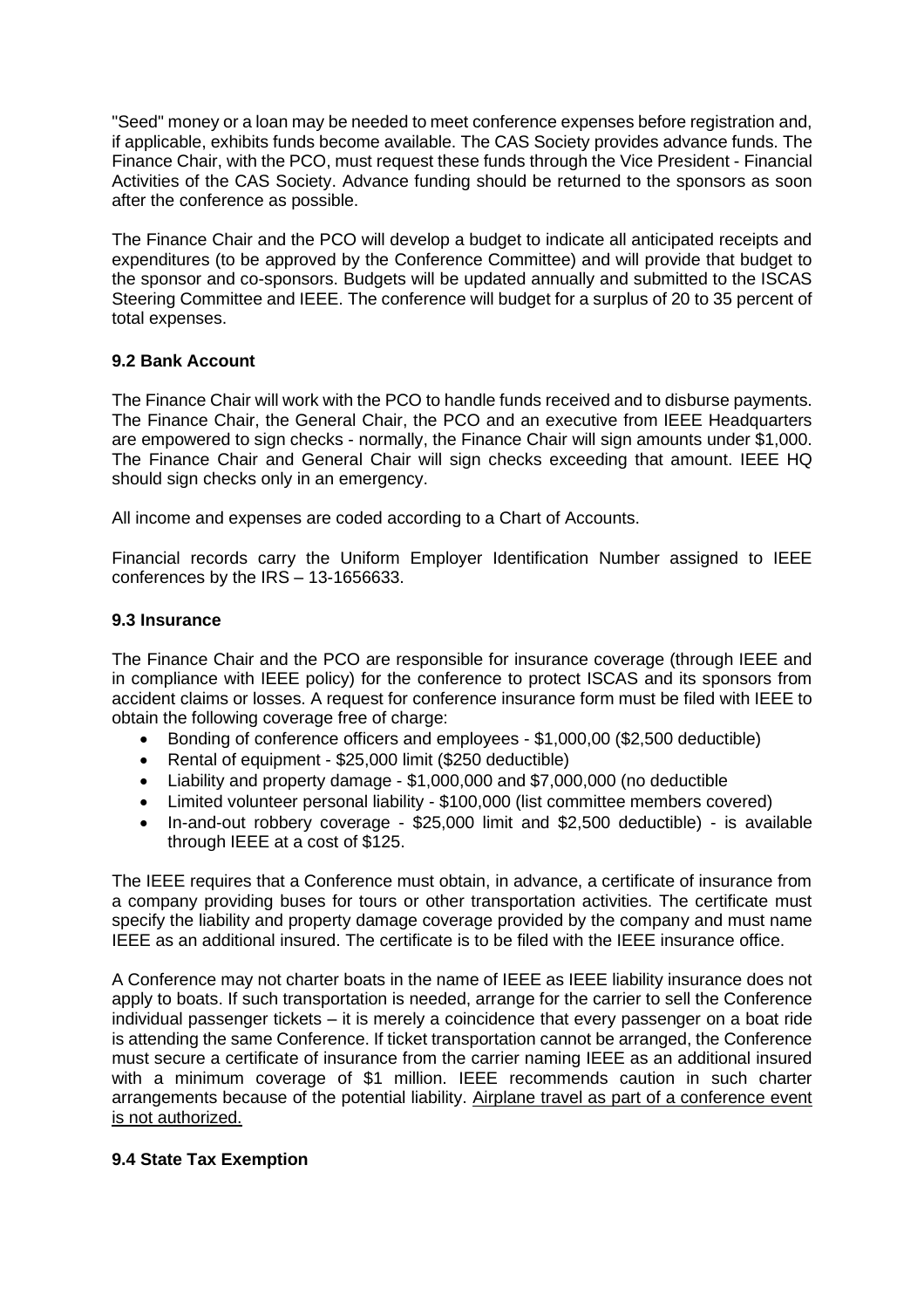"Seed" money or a loan may be needed to meet conference expenses before registration and, if applicable, exhibits funds become available. The CAS Society provides advance funds. The Finance Chair, with the PCO, must request these funds through the Vice President - Financial Activities of the CAS Society. Advance funding should be returned to the sponsors as soon after the conference as possible.

The Finance Chair and the PCO will develop a budget to indicate all anticipated receipts and expenditures (to be approved by the Conference Committee) and will provide that budget to the sponsor and co-sponsors. Budgets will be updated annually and submitted to the ISCAS Steering Committee and IEEE. The conference will budget for a surplus of 20 to 35 percent of total expenses.

### 9.2 Bank Account

The Finance Chair will work with the PCO to handle funds received and to disburse payments. The Finance Chair, the General Chair, the PCO and an executive from IEEE Headquarters are empowered to sign checks - normally, the Finance Chair will sign amounts under $1,000. The Finance Chair and General Chair will sign checks exceeding that amount. IEEE HQ should sign checks only in an emergency.

All income and expenses are coded according to a Chart of Accounts.

Financial records carry the Uniform Employer Identification Number assigned to IEEE conferences by the IRS – 13-1656633.

### 9.3 Insurance

The Finance Chair and the PCO are responsible for insurance coverage (through IEEE and in compliance with IEEE policy) for the conference to protect ISCAS and its sponsors from accident claims or losses. A request for conference insurance form must be filed with IEEE to obtain the following coverage free of charge:

- Bonding of conference officers and employees - $1,000,00 ($2,500 deductible)
- Rental of equipment - $25,000 limit ($250 deductible)
- Liability and property damage - $1,000,000 and $7,000,000 (no deductible
- Limited volunteer personal liability - $100,000 (list committee members covered)
- In-and-out robbery coverage - $25,000 limit and $2,500 deductible) - is available through IEEE at a cost of $125.

The IEEE requires that a Conference must obtain, in advance, a certificate of insurance from a company providing buses for tours or other transportation activities. The certificate must specify the liability and property damage coverage provided by the company and must name IEEE as an additional insured. The certificate is to be filed with the IEEE insurance office.

A Conference may not charter boats in the name of IEEE as IEEE liability insurance does not apply to boats. If such transportation is needed, arrange for the carrier to sell the Conference individual passenger tickets – it is merely a coincidence that every passenger on a boat ride is attending the same Conference. If ticket transportation cannot be arranged, the Conference must secure a certificate of insurance from the carrier naming IEEE as an additional insured with a minimum coverage of $1 million. IEEE recommends caution in such charter arrangements because of the potential liability. <u>Airplane travel as part of a conference event is not authorized.</u>

### 9.4 State Tax Exemption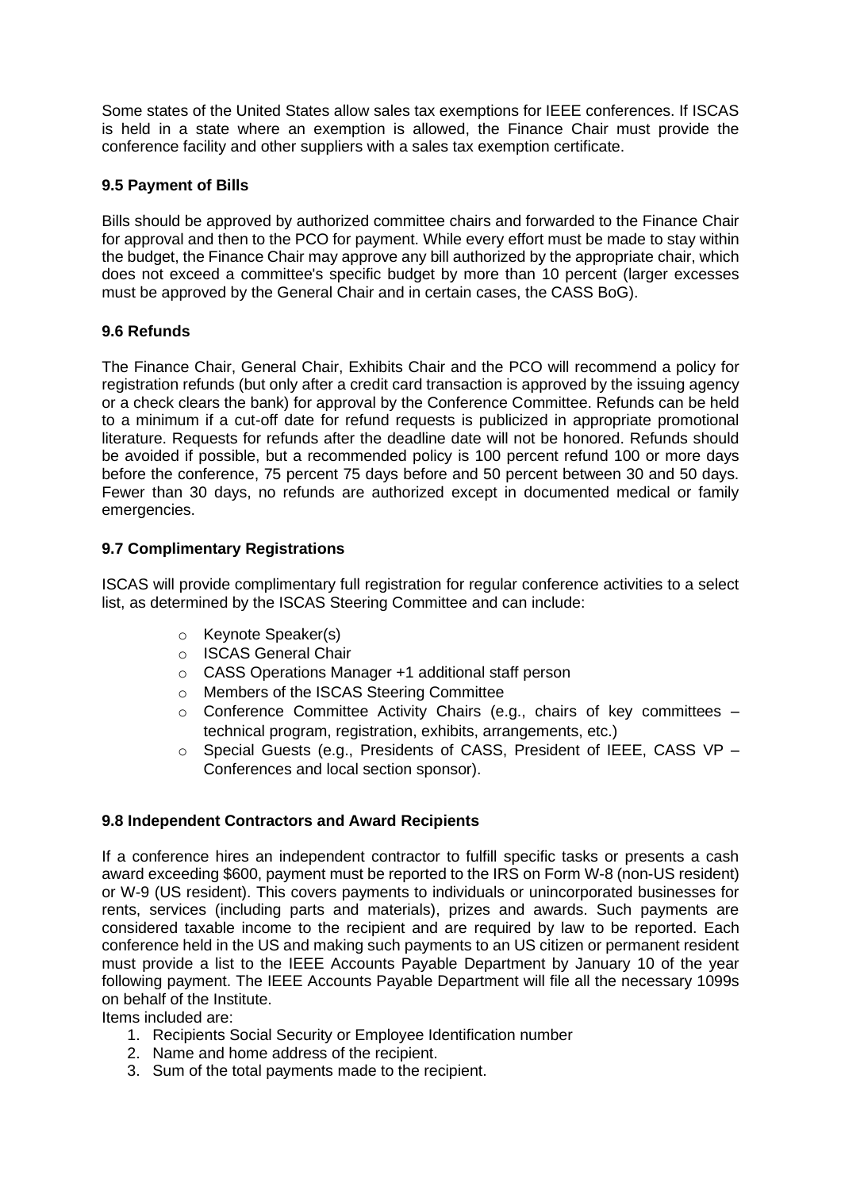Some states of the United States allow sales tax exemptions for IEEE conferences. If ISCAS is held in a state where an exemption is allowed, the Finance Chair must provide the conference facility and other suppliers with a sales tax exemption certificate.

### 9.5 Payment of Bills

Bills should be approved by authorized committee chairs and forwarded to the Finance Chair for approval and then to the PCO for payment. While every effort must be made to stay within the budget, the Finance Chair may approve any bill authorized by the appropriate chair, which does not exceed a committee's specific budget by more than 10 percent (larger excesses must be approved by the General Chair and in certain cases, the CASS BoG).

### 9.6 Refunds

The Finance Chair, General Chair, Exhibits Chair and the PCO will recommend a policy for registration refunds (but only after a credit card transaction is approved by the issuing agency or a check clears the bank) for approval by the Conference Committee. Refunds can be held to a minimum if a cut-off date for refund requests is publicized in appropriate promotional literature. Requests for refunds after the deadline date will not be honored. Refunds should be avoided if possible, but a recommended policy is 100 percent refund 100 or more days before the conference, 75 percent 75 days before and 50 percent between 30 and 50 days. Fewer than 30 days, no refunds are authorized except in documented medical or family emergencies.

### 9.7 Complimentary Registrations

ISCAS will provide complimentary full registration for regular conference activities to a select list, as determined by the ISCAS Steering Committee and can include:

- Keynote Speaker(s)
- ISCAS General Chair
- CASS Operations Manager +1 additional staff person
- Members of the ISCAS Steering Committee
- Conference Committee Activity Chairs (e.g., chairs of key committees – technical program, registration, exhibits, arrangements, etc.)
- Special Guests (e.g., Presidents of CASS, President of IEEE, CASS VP – Conferences and local section sponsor).

### 9.8 Independent Contractors and Award Recipients

If a conference hires an independent contractor to fulfill specific tasks or presents a cash award exceeding $600, payment must be reported to the IRS on Form W-8 (non-US resident) or W-9 (US resident). This covers payments to individuals or unincorporated businesses for rents, services (including parts and materials), prizes and awards. Such payments are considered taxable income to the recipient and are required by law to be reported. Each conference held in the US and making such payments to an US citizen or permanent resident must provide a list to the IEEE Accounts Payable Department by January 10 of the year following payment. The IEEE Accounts Payable Department will file all the necessary 1099s on behalf of the Institute.

Items included are:

1. Recipients Social Security or Employee Identification number
2. Name and home address of the recipient.
3. Sum of the total payments made to the recipient.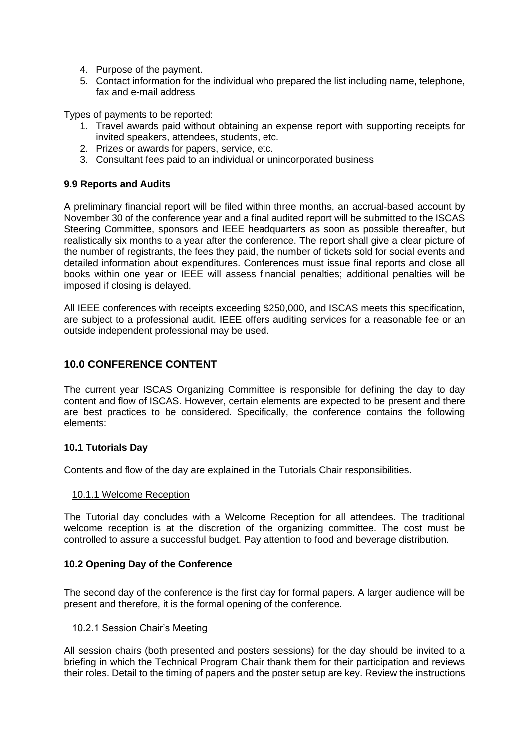4. Purpose of the payment.
5. Contact information for the individual who prepared the list including name, telephone, fax and e-mail address

Types of payments to be reported:

1. Travel awards paid without obtaining an expense report with supporting receipts for invited speakers, attendees, students, etc.
2. Prizes or awards for papers, service, etc.
3. Consultant fees paid to an individual or unincorporated business

### 9.9 Reports and Audits

A preliminary financial report will be filed within three months, an accrual-based account by November 30 of the conference year and a final audited report will be submitted to the ISCAS Steering Committee, sponsors and IEEE headquarters as soon as possible thereafter, but realistically six months to a year after the conference. The report shall give a clear picture of the number of registrants, the fees they paid, the number of tickets sold for social events and detailed information about expenditures. Conferences must issue final reports and close all books within one year or IEEE will assess financial penalties; additional penalties will be imposed if closing is delayed.

All IEEE conferences with receipts exceeding $250,000, and ISCAS meets this specification, are subject to a professional audit. IEEE offers auditing services for a reasonable fee or an outside independent professional may be used.

## 10.0 CONFERENCE CONTENT

The current year ISCAS Organizing Committee is responsible for defining the day to day content and flow of ISCAS. However, certain elements are expected to be present and there are best practices to be considered. Specifically, the conference contains the following elements:

### 10.1 Tutorials Day

Contents and flow of the day are explained in the Tutorials Chair responsibilities.

#### 10.1.1 Welcome Reception

The Tutorial day concludes with a Welcome Reception for all attendees. The traditional welcome reception is at the discretion of the organizing committee. The cost must be controlled to assure a successful budget. Pay attention to food and beverage distribution.

### 10.2 Opening Day of the Conference

The second day of the conference is the first day for formal papers. A larger audience will be present and therefore, it is the formal opening of the conference.

#### 10.2.1 Session Chair's Meeting

All session chairs (both presented and posters sessions) for the day should be invited to a briefing in which the Technical Program Chair thank them for their participation and reviews their roles. Detail to the timing of papers and the poster setup are key. Review the instructions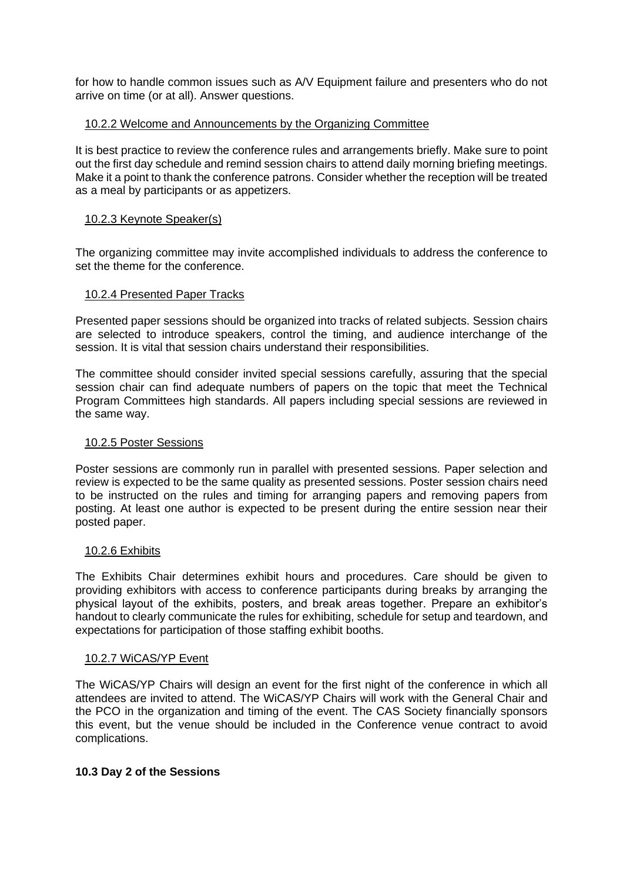for how to handle common issues such as A/V Equipment failure and presenters who do not arrive on time (or at all). Answer questions.

#### 10.2.2 Welcome and Announcements by the Organizing Committee

It is best practice to review the conference rules and arrangements briefly. Make sure to point out the first day schedule and remind session chairs to attend daily morning briefing meetings. Make it a point to thank the conference patrons. Consider whether the reception will be treated as a meal by participants or as appetizers.

#### 10.2.3 Keynote Speaker(s)

The organizing committee may invite accomplished individuals to address the conference to set the theme for the conference.

#### 10.2.4 Presented Paper Tracks

Presented paper sessions should be organized into tracks of related subjects. Session chairs are selected to introduce speakers, control the timing, and audience interchange of the session. It is vital that session chairs understand their responsibilities.

The committee should consider invited special sessions carefully, assuring that the special session chair can find adequate numbers of papers on the topic that meet the Technical Program Committees high standards. All papers including special sessions are reviewed in the same way.

#### 10.2.5 Poster Sessions

Poster sessions are commonly run in parallel with presented sessions. Paper selection and review is expected to be the same quality as presented sessions. Poster session chairs need to be instructed on the rules and timing for arranging papers and removing papers from posting. At least one author is expected to be present during the entire session near their posted paper.

#### 10.2.6 Exhibits

The Exhibits Chair determines exhibit hours and procedures. Care should be given to providing exhibitors with access to conference participants during breaks by arranging the physical layout of the exhibits, posters, and break areas together. Prepare an exhibitor's handout to clearly communicate the rules for exhibiting, schedule for setup and teardown, and expectations for participation of those staffing exhibit booths.

#### 10.2.7 WiCAS/YP Event

The WiCAS/YP Chairs will design an event for the first night of the conference in which all attendees are invited to attend. The WiCAS/YP Chairs will work with the General Chair and the PCO in the organization and timing of the event. The CAS Society financially sponsors this event, but the venue should be included in the Conference venue contract to avoid complications.

### 10.3 Day 2 of the Sessions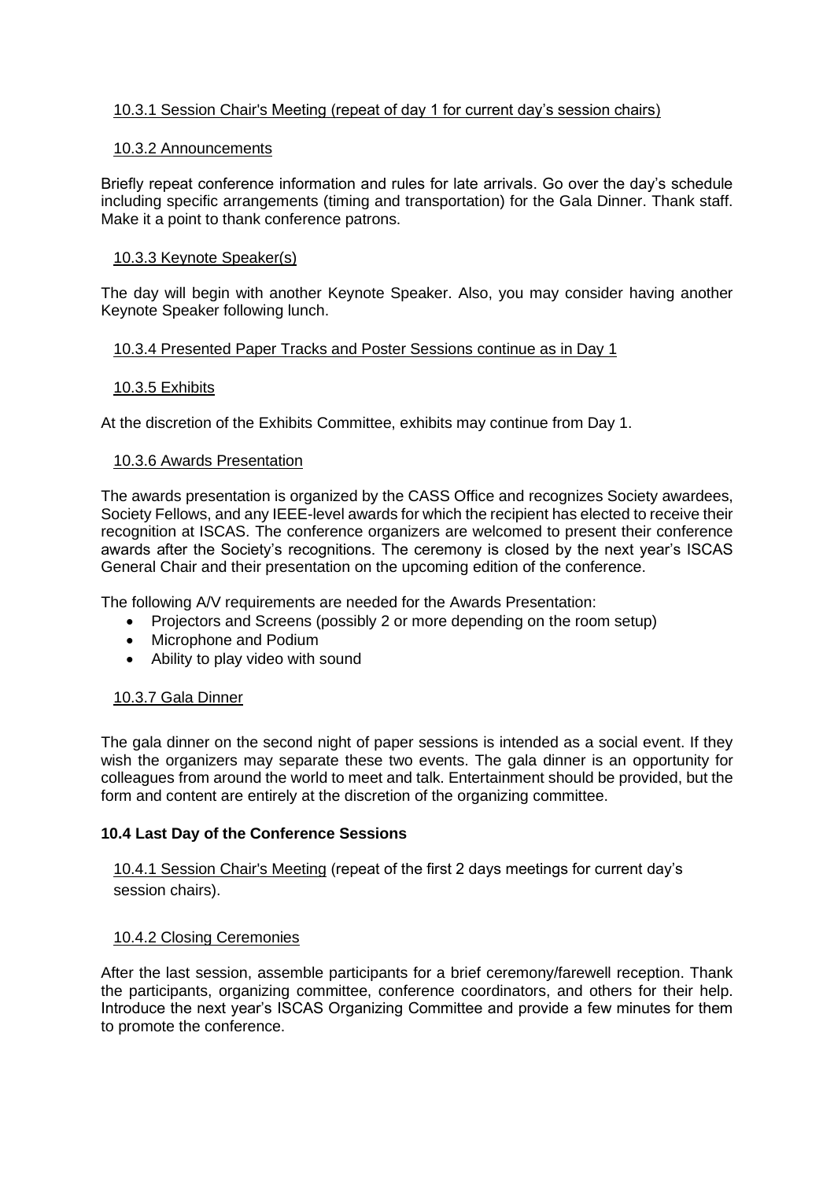#### 10.3.1 Session Chair's Meeting (repeat of day 1 for current day's session chairs)

#### 10.3.2 Announcements

Briefly repeat conference information and rules for late arrivals. Go over the day's schedule including specific arrangements (timing and transportation) for the Gala Dinner. Thank staff. Make it a point to thank conference patrons.

#### 10.3.3 Keynote Speaker(s)

The day will begin with another Keynote Speaker. Also, you may consider having another Keynote Speaker following lunch.

#### 10.3.4 Presented Paper Tracks and Poster Sessions continue as in Day 1

#### 10.3.5 Exhibits

At the discretion of the Exhibits Committee, exhibits may continue from Day 1.

#### 10.3.6 Awards Presentation

The awards presentation is organized by the CASS Office and recognizes Society awardees, Society Fellows, and any IEEE-level awards for which the recipient has elected to receive their recognition at ISCAS. The conference organizers are welcomed to present their conference awards after the Society's recognitions. The ceremony is closed by the next year's ISCAS General Chair and their presentation on the upcoming edition of the conference.

The following A/V requirements are needed for the Awards Presentation:

- Projectors and Screens (possibly 2 or more depending on the room setup)
- Microphone and Podium
- Ability to play video with sound

#### 10.3.7 Gala Dinner

The gala dinner on the second night of paper sessions is intended as a social event. If they wish the organizers may separate these two events. The gala dinner is an opportunity for colleagues from around the world to meet and talk. Entertainment should be provided, but the form and content are entirely at the discretion of the organizing committee.

### 10.4 Last Day of the Conference Sessions

#### 10.4.1 Session Chair's Meeting (repeat of the first 2 days meetings for current day's session chairs).

#### 10.4.2 Closing Ceremonies

After the last session, assemble participants for a brief ceremony/farewell reception. Thank the participants, organizing committee, conference coordinators, and others for their help. Introduce the next year's ISCAS Organizing Committee and provide a few minutes for them to promote the conference.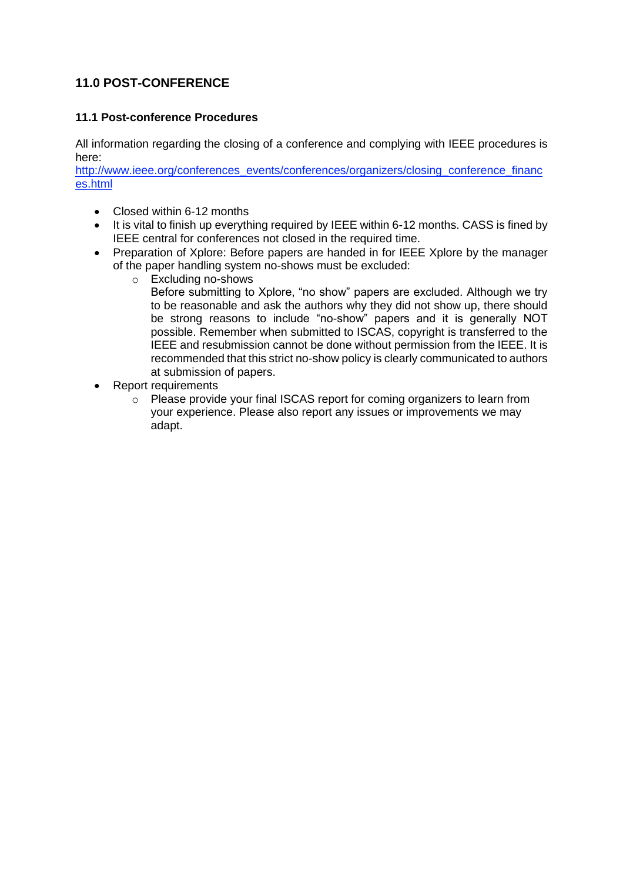## 11.0 POST-CONFERENCE

### 11.1 Post-conference Procedures

All information regarding the closing of a conference and complying with IEEE procedures is here:
[http://www.ieee.org/conferences_events/conferences/organizers/closing_conference_finances.html](http://www.ieee.org/conferences_events/conferences/organizers/closing_conference_finances.html)

- Closed within 6-12 months
- It is vital to finish up everything required by IEEE within 6-12 months. CASS is fined by IEEE central for conferences not closed in the required time.
- Preparation of Xplore: Before papers are handed in for IEEE Xplore by the manager of the paper handling system no-shows must be excluded:
  - Excluding no-shows
    Before submitting to Xplore, "no show" papers are excluded. Although we try to be reasonable and ask the authors why they did not show up, there should be strong reasons to include "no-show" papers and it is generally NOT possible. Remember when submitted to ISCAS, copyright is transferred to the IEEE and resubmission cannot be done without permission from the IEEE. It is recommended that this strict no-show policy is clearly communicated to authors at submission of papers.
- Report requirements
  - Please provide your final ISCAS report for coming organizers to learn from your experience. Please also report any issues or improvements we may adapt.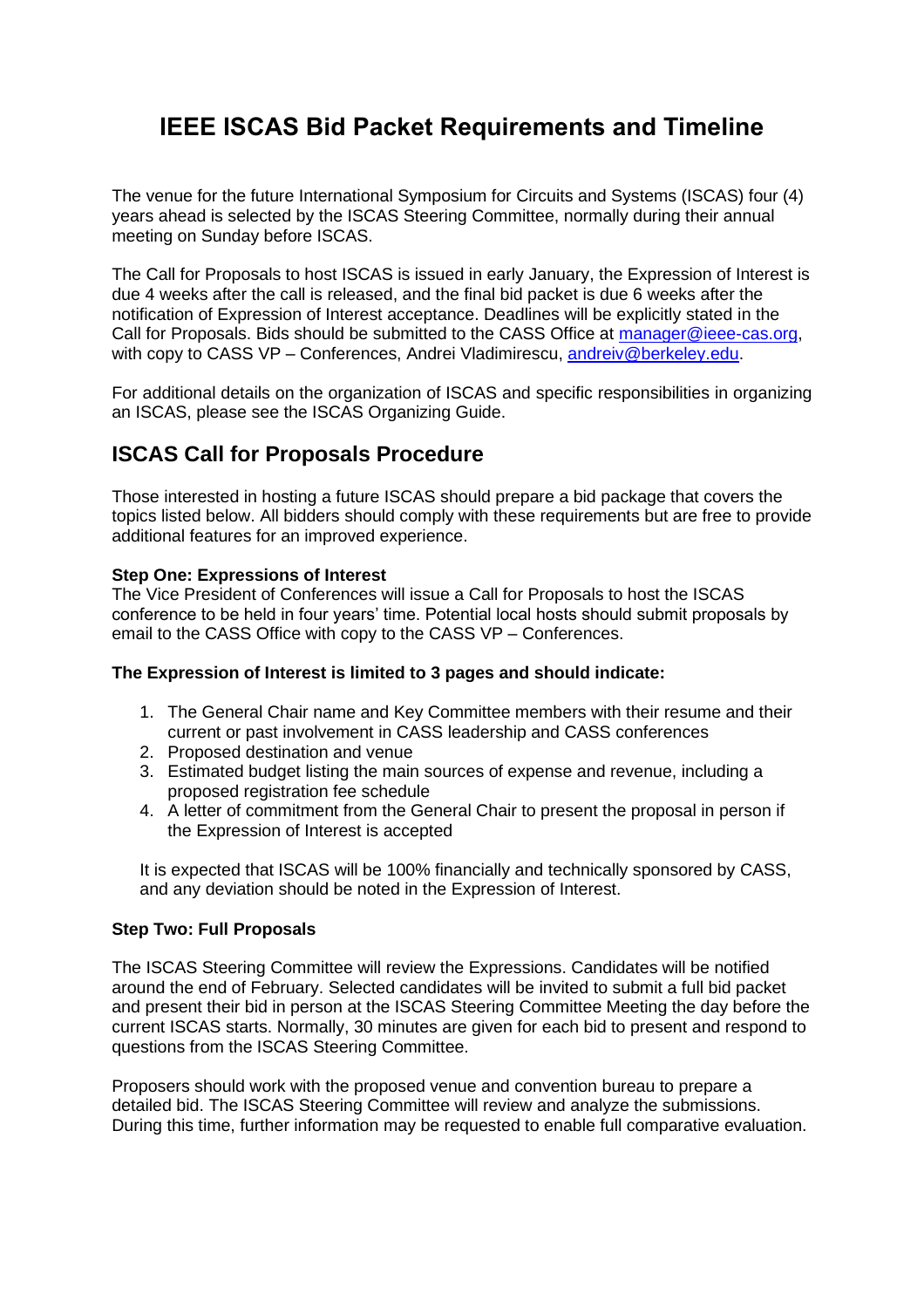# IEEE ISCAS Bid Packet Requirements and Timeline

The venue for the future International Symposium for Circuits and Systems (ISCAS) four (4) years ahead is selected by the ISCAS Steering Committee, normally during their annual meeting on Sunday before ISCAS.

The Call for Proposals to host ISCAS is issued in early January, the Expression of Interest is due 4 weeks after the call is released, and the final bid packet is due 6 weeks after the notification of Expression of Interest acceptance. Deadlines will be explicitly stated in the Call for Proposals. Bids should be submitted to the CASS Office at manager@ieee-cas.org, with copy to CASS VP – Conferences, Andrei Vladimirescu, andreiv@berkeley.edu.

For additional details on the organization of ISCAS and specific responsibilities in organizing an ISCAS, please see the ISCAS Organizing Guide.

## ISCAS Call for Proposals Procedure

Those interested in hosting a future ISCAS should prepare a bid package that covers the topics listed below. All bidders should comply with these requirements but are free to provide additional features for an improved experience.

**Step One: Expressions of Interest**
The Vice President of Conferences will issue a Call for Proposals to host the ISCAS conference to be held in four years' time. Potential local hosts should submit proposals by email to the CASS Office with copy to the CASS VP – Conferences.

**The Expression of Interest is limited to 3 pages and should indicate:**

1. The General Chair name and Key Committee members with their resume and their current or past involvement in CASS leadership and CASS conferences
2. Proposed destination and venue
3. Estimated budget listing the main sources of expense and revenue, including a proposed registration fee schedule
4. A letter of commitment from the General Chair to present the proposal in person if the Expression of Interest is accepted

It is expected that ISCAS will be 100% financially and technically sponsored by CASS, and any deviation should be noted in the Expression of Interest.

**Step Two: Full Proposals**

The ISCAS Steering Committee will review the Expressions. Candidates will be notified around the end of February. Selected candidates will be invited to submit a full bid packet and present their bid in person at the ISCAS Steering Committee Meeting the day before the current ISCAS starts. Normally, 30 minutes are given for each bid to present and respond to questions from the ISCAS Steering Committee.

Proposers should work with the proposed venue and convention bureau to prepare a detailed bid. The ISCAS Steering Committee will review and analyze the submissions. During this time, further information may be requested to enable full comparative evaluation.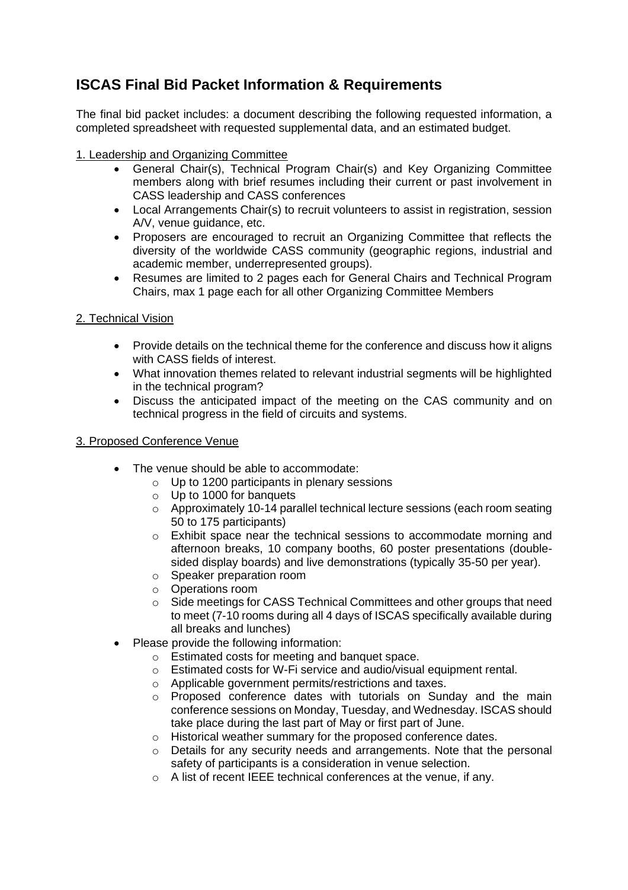# ISCAS Final Bid Packet Information & Requirements

The final bid packet includes: a document describing the following requested information, a completed spreadsheet with requested supplemental data, and an estimated budget.

<u>1. Leadership and Organizing Committee</u>

- General Chair(s), Technical Program Chair(s) and Key Organizing Committee members along with brief resumes including their current or past involvement in CASS leadership and CASS conferences
- Local Arrangements Chair(s) to recruit volunteers to assist in registration, session A/V, venue guidance, etc.
- Proposers are encouraged to recruit an Organizing Committee that reflects the diversity of the worldwide CASS community (geographic regions, industrial and academic member, underrepresented groups).
- Resumes are limited to 2 pages each for General Chairs and Technical Program Chairs, max 1 page each for all other Organizing Committee Members

<u>2. Technical Vision</u>

- Provide details on the technical theme for the conference and discuss how it aligns with CASS fields of interest.
- What innovation themes related to relevant industrial segments will be highlighted in the technical program?
- Discuss the anticipated impact of the meeting on the CAS community and on technical progress in the field of circuits and systems.

<u>3. Proposed Conference Venue</u>

- The venue should be able to accommodate:
  - Up to 1200 participants in plenary sessions
  - Up to 1000 for banquets
  - Approximately 10-14 parallel technical lecture sessions (each room seating 50 to 175 participants)
  - Exhibit space near the technical sessions to accommodate morning and afternoon breaks, 10 company booths, 60 poster presentations (double-sided display boards) and live demonstrations (typically 35-50 per year).
  - Speaker preparation room
  - Operations room
  - Side meetings for CASS Technical Committees and other groups that need to meet (7-10 rooms during all 4 days of ISCAS specifically available during all breaks and lunches)
- Please provide the following information:
  - Estimated costs for meeting and banquet space.
  - Estimated costs for W-Fi service and audio/visual equipment rental.
  - Applicable government permits/restrictions and taxes.
  - Proposed conference dates with tutorials on Sunday and the main conference sessions on Monday, Tuesday, and Wednesday. ISCAS should take place during the last part of May or first part of June.
  - Historical weather summary for the proposed conference dates.
  - Details for any security needs and arrangements. Note that the personal safety of participants is a consideration in venue selection.
  - A list of recent IEEE technical conferences at the venue, if any.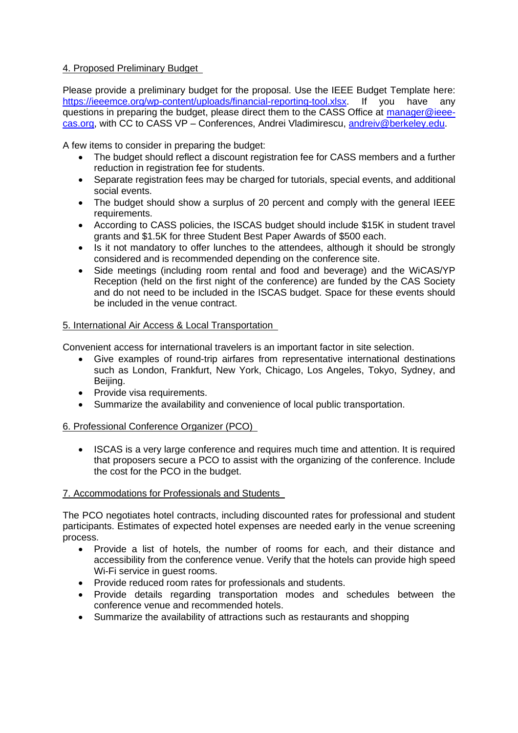## 4. Proposed Preliminary Budget

Please provide a preliminary budget for the proposal. Use the IEEE Budget Template here: [https://ieeemce.org/wp-content/uploads/financial-reporting-tool.xlsx](https://ieeemce.org/wp-content/uploads/financial-reporting-tool.xlsx). If you have any questions in preparing the budget, please direct them to the CASS Office at [manager@ieee-cas.org](mailto:manager@ieee-cas.org), with CC to CASS VP – Conferences, Andrei Vladimirescu, [andreiv@berkeley.edu](mailto:andreiv@berkeley.edu).

A few items to consider in preparing the budget:

- The budget should reflect a discount registration fee for CASS members and a further reduction in registration fee for students.
- Separate registration fees may be charged for tutorials, special events, and additional social events.
- The budget should show a surplus of 20 percent and comply with the general IEEE requirements.
- According to CASS policies, the ISCAS budget should include $15K in student travel grants and $1.5K for three Student Best Paper Awards of $500 each.
- Is it not mandatory to offer lunches to the attendees, although it should be strongly considered and is recommended depending on the conference site.
- Side meetings (including room rental and food and beverage) and the WiCAS/YP Reception (held on the first night of the conference) are funded by the CAS Society and do not need to be included in the ISCAS budget. Space for these events should be included in the venue contract.

## 5. International Air Access & Local Transportation

Convenient access for international travelers is an important factor in site selection.

- Give examples of round-trip airfares from representative international destinations such as London, Frankfurt, New York, Chicago, Los Angeles, Tokyo, Sydney, and Beijing.
- Provide visa requirements.
- Summarize the availability and convenience of local public transportation.

## 6. Professional Conference Organizer (PCO)

- ISCAS is a very large conference and requires much time and attention. It is required that proposers secure a PCO to assist with the organizing of the conference. Include the cost for the PCO in the budget.

## 7. Accommodations for Professionals and Students

The PCO negotiates hotel contracts, including discounted rates for professional and student participants. Estimates of expected hotel expenses are needed early in the venue screening process.

- Provide a list of hotels, the number of rooms for each, and their distance and accessibility from the conference venue. Verify that the hotels can provide high speed Wi-Fi service in guest rooms.
- Provide reduced room rates for professionals and students.
- Provide details regarding transportation modes and schedules between the conference venue and recommended hotels.
- Summarize the availability of attractions such as restaurants and shopping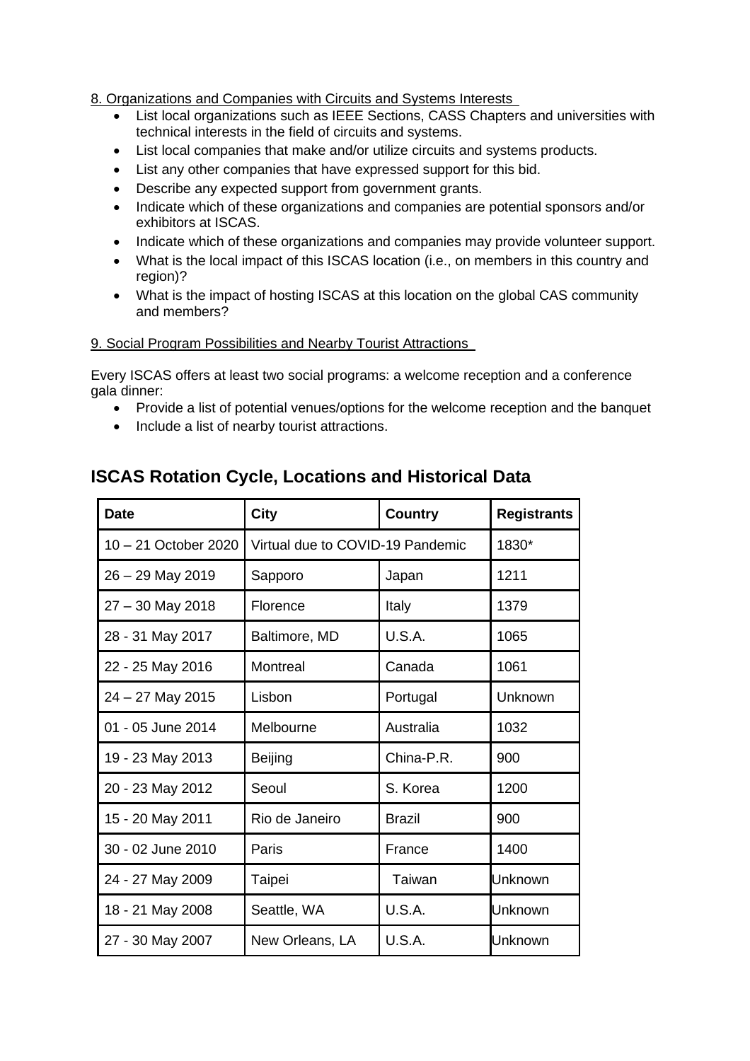8. Organizations and Companies with Circuits and Systems Interests

- List local organizations such as IEEE Sections, CASS Chapters and universities with technical interests in the field of circuits and systems.
- List local companies that make and/or utilize circuits and systems products.
- List any other companies that have expressed support for this bid.
- Describe any expected support from government grants.
- Indicate which of these organizations and companies are potential sponsors and/or exhibitors at ISCAS.
- Indicate which of these organizations and companies may provide volunteer support.
- What is the local impact of this ISCAS location (i.e., on members in this country and region)?
- What is the impact of hosting ISCAS at this location on the global CAS community and members?

9. Social Program Possibilities and Nearby Tourist Attractions

Every ISCAS offers at least two social programs: a welcome reception and a conference gala dinner:

- Provide a list of potential venues/options for the welcome reception and the banquet
- Include a list of nearby tourist attractions.

## ISCAS Rotation Cycle, Locations and Historical Data

| Date | City | Country | Registrants |
|---|---|---|---|
| 10 – 21 October 2020 | Virtual due to COVID-19 Pandemic | | 1830* |
| 26 – 29 May 2019 | Sapporo | Japan | 1211 |
| 27 – 30 May 2018 | Florence | Italy | 1379 |
| 28 - 31 May 2017 | Baltimore, MD | U.S.A. | 1065 |
| 22 - 25 May 2016 | Montreal | Canada | 1061 |
| 24 – 27 May 2015 | Lisbon | Portugal | Unknown |
| 01 - 05 June 2014 | Melbourne | Australia | 1032 |
| 19 - 23 May 2013 | Beijing | China-P.R. | 900 |
| 20 - 23 May 2012 | Seoul | S. Korea | 1200 |
| 15 - 20 May 2011 | Rio de Janeiro | Brazil | 900 |
| 30 - 02 June 2010 | Paris | France | 1400 |
| 24 - 27 May 2009 | Taipei | Taiwan | Unknown |
| 18 - 21 May 2008 | Seattle, WA | U.S.A. | Unknown |
| 27 - 30 May 2007 | New Orleans, LA | U.S.A. | Unknown |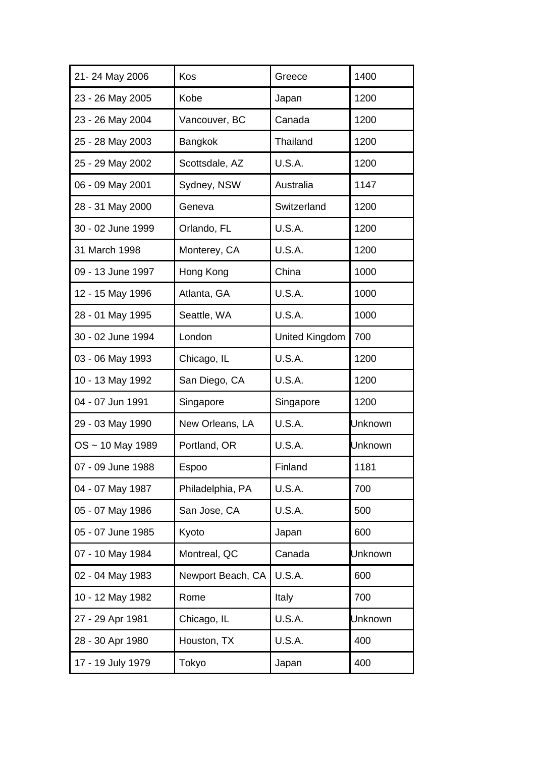| 21- 24 May 2006 | Kos | Greece | 1400 |
|---|---|---|---|
| 23 - 26 May 2005 | Kobe | Japan | 1200 |
| 23 - 26 May 2004 | Vancouver, BC | Canada | 1200 |
| 25 - 28 May 2003 | Bangkok | Thailand | 1200 |
| 25 - 29 May 2002 | Scottsdale, AZ | U.S.A. | 1200 |
| 06 - 09 May 2001 | Sydney, NSW | Australia | 1147 |
| 28 - 31 May 2000 | Geneva | Switzerland | 1200 |
| 30 - 02 June 1999 | Orlando, FL | U.S.A. | 1200 |
| 31 March 1998 | Monterey, CA | U.S.A. | 1200 |
| 09 - 13 June 1997 | Hong Kong | China | 1000 |
| 12 - 15 May 1996 | Atlanta, GA | U.S.A. | 1000 |
| 28 - 01 May 1995 | Seattle, WA | U.S.A. | 1000 |
| 30 - 02 June 1994 | London | United Kingdom | 700 |
| 03 - 06 May 1993 | Chicago, IL | U.S.A. | 1200 |
| 10 - 13 May 1992 | San Diego, CA | U.S.A. | 1200 |
| 04 - 07 Jun 1991 | Singapore | Singapore | 1200 |
| 29 - 03 May 1990 | New Orleans, LA | U.S.A. | Unknown |
| OS ~ 10 May 1989 | Portland, OR | U.S.A. | Unknown |
| 07 - 09 June 1988 | Espoo | Finland | 1181 |
| 04 - 07 May 1987 | Philadelphia, PA | U.S.A. | 700 |
| 05 - 07 May 1986 | San Jose, CA | U.S.A. | 500 |
| 05 - 07 June 1985 | Kyoto | Japan | 600 |
| 07 - 10 May 1984 | Montreal, QC | Canada | Unknown |
| 02 - 04 May 1983 | Newport Beach, CA | U.S.A. | 600 |
| 10 - 12 May 1982 | Rome | Italy | 700 |
| 27 - 29 Apr 1981 | Chicago, IL | U.S.A. | Unknown |
| 28 - 30 Apr 1980 | Houston, TX | U.S.A. | 400 |
| 17 - 19 July 1979 | Tokyo | Japan | 400 |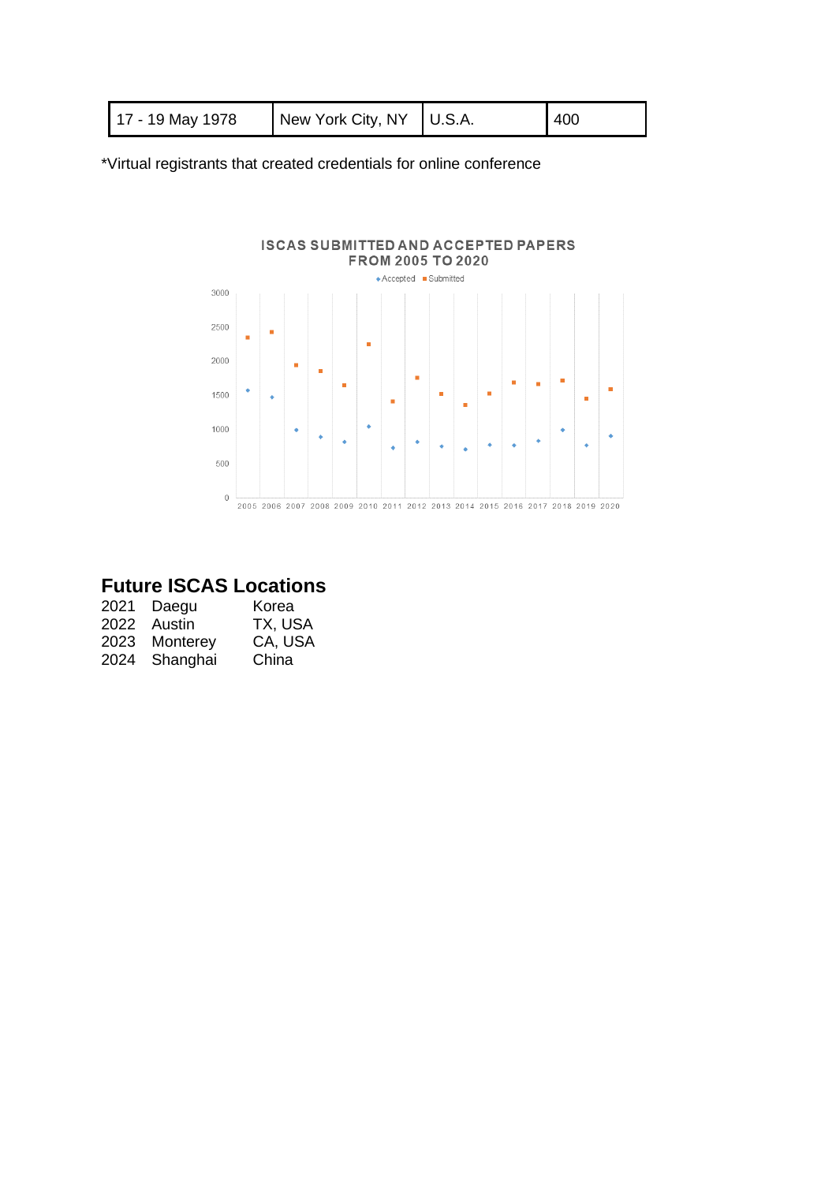| | | | |
|---|---|---|---|
| 17 - 19 May 1978 | New York City, NY | U.S.A. | 400 |

*Virtual registrants that created credentials for online conference

ISCAS SUBMITTED AND ACCEPTED PAPERS FROM 2005 TO 2020

Accepted  Submitted

3000
2500
2000
1500
1000
500
0

2005 2006 2007 2008 2009 2010 2011 2012 2013 2014 2015 2016 2017 2018 2019 2020

## Future ISCAS Locations

| | | |
|---|---|---|
| 2021 | Daegu | Korea |
| 2022 | Austin | TX, USA |
| 2023 | Monterey | CA, USA |
| 2024 | Shanghai | China |